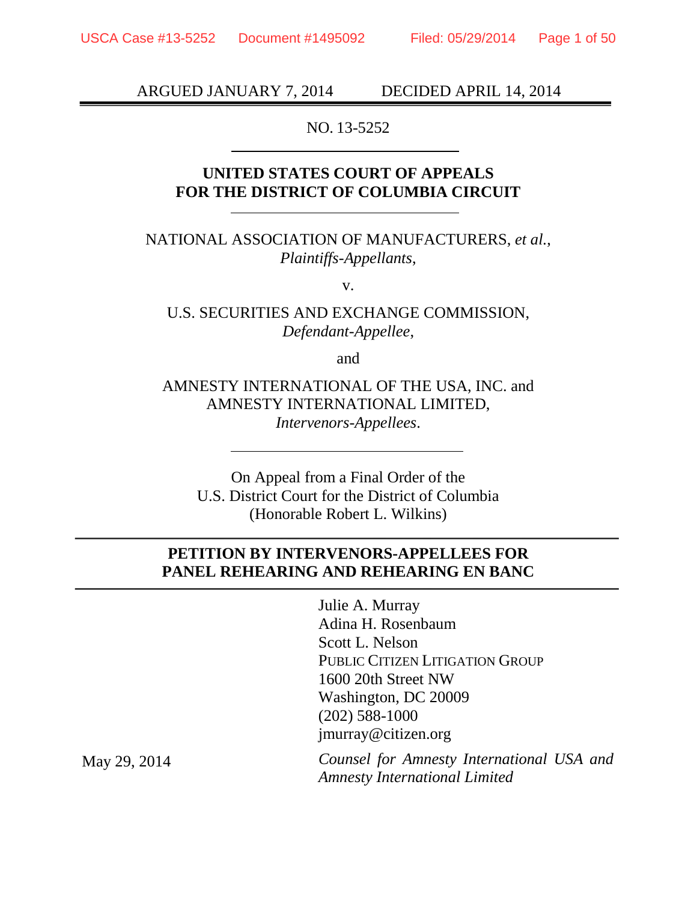ARGUED JANUARY 7, 2014 DECIDED APRIL 14, 2014

NO. 13-5252

**UNITED STATES COURT OF APPEALS**
**FOR THE DISTRICT OF COLUMBIA CIRCUIT**

NATIONAL ASSOCIATION OF MANUFACTURERS, *et al.*,
*Plaintiffs-Appellants*,

v.

U.S. SECURITIES AND EXCHANGE COMMISSION,
*Defendant-Appellee*,

and

AMNESTY INTERNATIONAL OF THE USA, INC. and
AMNESTY INTERNATIONAL LIMITED,
*Intervenors-Appellees*.

On Appeal from a Final Order of the
U.S. District Court for the District of Columbia
(Honorable Robert L. Wilkins)

**PETITION BY INTERVENORS-APPELLEES FOR PANEL REHEARING AND REHEARING EN BANC**

Julie A. Murray
Adina H. Rosenbaum
Scott L. Nelson
PUBLIC CITIZEN LITIGATION GROUP
1600 20th Street NW
Washington, DC 20009
(202) 588-1000
jmurray@citizen.org

May 29, 2014

*Counsel for Amnesty International USA and Amnesty International Limited*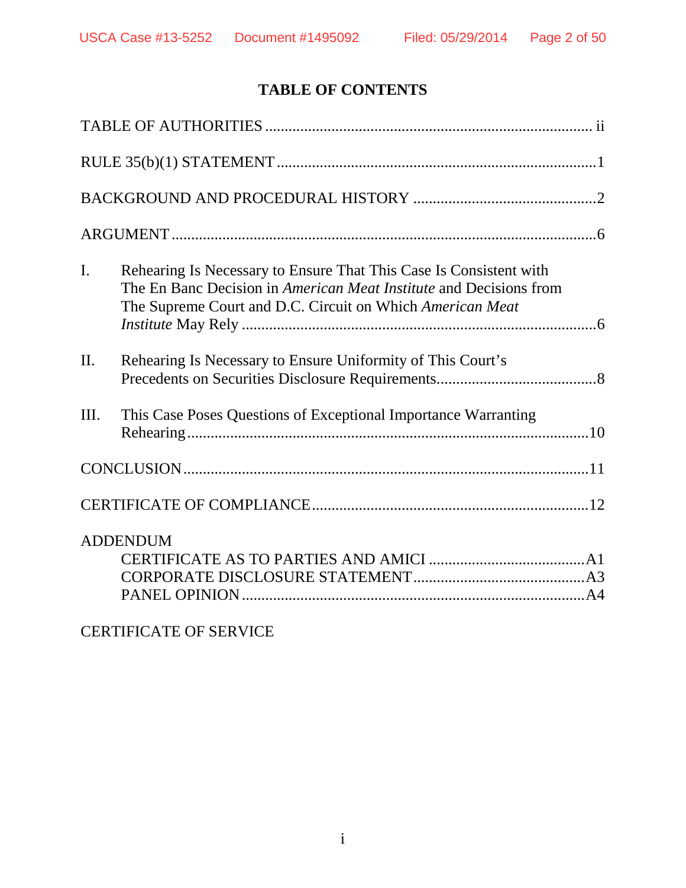# TABLE OF CONTENTS

TABLE OF AUTHORITIES .................................................................................... ii

RULE 35(b)(1) STATEMENT .................................................................................1

BACKGROUND AND PROCEDURAL HISTORY ...............................................2

ARGUMENT ............................................................................................................6

I. Rehearing Is Necessary to Ensure That This Case Is Consistent with The En Banc Decision in *American Meat Institute* and Decisions from The Supreme Court and D.C. Circuit on Which *American Meat Institute* May Rely .........................................................................................6

II. Rehearing Is Necessary to Ensure Uniformity of This Court's Precedents on Securities Disclosure Requirements.........................................8

III. This Case Poses Questions of Exceptional Importance Warranting Rehearing......................................................................................................10

CONCLUSION .......................................................................................................11

CERTIFICATE OF COMPLIANCE......................................................................12

ADDENDUM

- CERTIFICATE AS TO PARTIES AND AMICI ........................................A1
- CORPORATE DISCLOSURE STATEMENT............................................A3
- PANEL OPINION ........................................................................................A4

CERTIFICATE OF SERVICE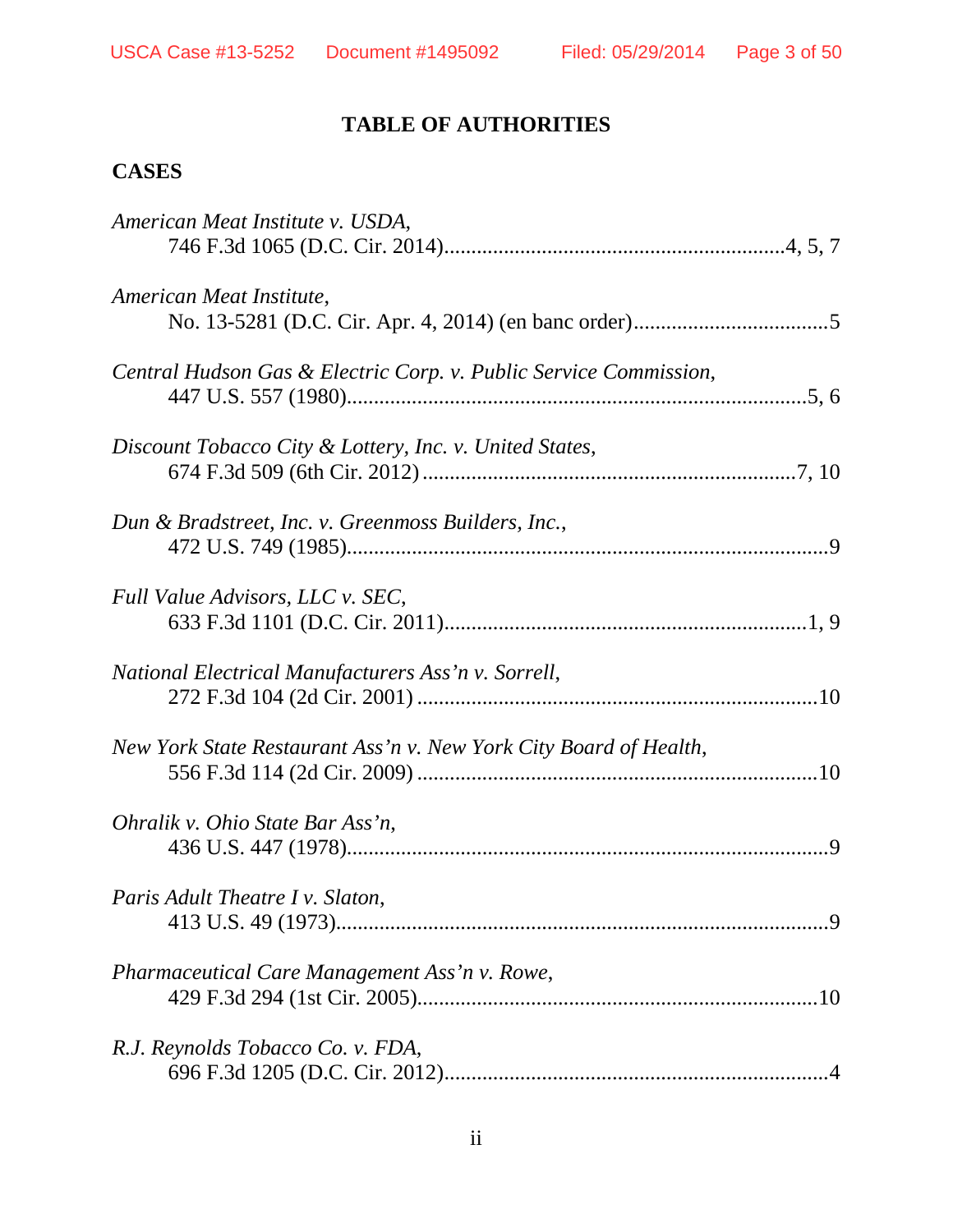# TABLE OF AUTHORITIES

## CASES

*American Meat Institute v. USDA*,
746 F.3d 1065 (D.C. Cir. 2014).............................................................4, 5, 7

*American Meat Institute*,
No. 13-5281 (D.C. Cir. Apr. 4, 2014) (en banc order)....................................5

*Central Hudson Gas & Electric Corp. v. Public Service Commission*,
447 U.S. 557 (1980)....................................................................................5, 6

*Discount Tobacco City & Lottery, Inc. v. United States*,
674 F.3d 509 (6th Cir. 2012) ....................................................................7, 10

*Dun & Bradstreet, Inc. v. Greenmoss Builders, Inc.*,
472 U.S. 749 (1985)........................................................................................9

*Full Value Advisors, LLC v. SEC*,
633 F.3d 1101 (D.C. Cir. 2011)..................................................................1, 9

*National Electrical Manufacturers Ass'n v. Sorrell*,
272 F.3d 104 (2d Cir. 2001) .........................................................................10

*New York State Restaurant Ass'n v. New York City Board of Health*,
556 F.3d 114 (2d Cir. 2009) .........................................................................10

*Ohralik v. Ohio State Bar Ass'n*,
436 U.S. 447 (1978)........................................................................................9

*Paris Adult Theatre I v. Slaton*,
413 U.S. 49 (1973)..........................................................................................9

*Pharmaceutical Care Management Ass'n v. Rowe*,
429 F.3d 294 (1st Cir. 2005).........................................................................10

*R.J. Reynolds Tobacco Co. v. FDA*,
696 F.3d 1205 (D.C. Cir. 2012)......................................................................4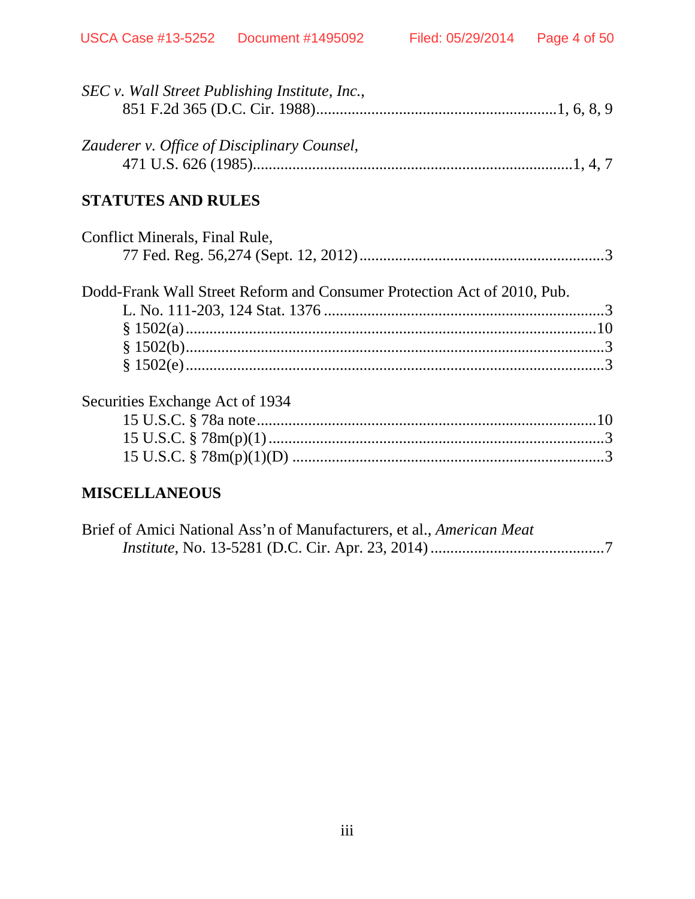*SEC v. Wall Street Publishing Institute, Inc.*,
851 F.2d 365 (D.C. Cir. 1988)............................................................1, 6, 8, 9

*Zauderer v. Office of Disciplinary Counsel*,
471 U.S. 626 (1985)................................................................................1, 4, 7

## STATUTES AND RULES

Conflict Minerals, Final Rule,
77 Fed. Reg. 56,274 (Sept. 12, 2012)..............................................................3

Dodd-Frank Wall Street Reform and Consumer Protection Act of 2010, Pub. L. No. 111-203, 124 Stat. 1376 .......................................................................3
§ 1502(a).......................................................................................................10
§ 1502(b).........................................................................................................3
§ 1502(e).........................................................................................................3

Securities Exchange Act of 1934
15 U.S.C. § 78a note.....................................................................................10
15 U.S.C. § 78m(p)(1).....................................................................................3
15 U.S.C. § 78m(p)(1)(D) ...............................................................................3

## MISCELLANEOUS

Brief of Amici National Ass'n of Manufacturers, et al., *American Meat Institute*, No. 13-5281 (D.C. Cir. Apr. 23, 2014)............................................7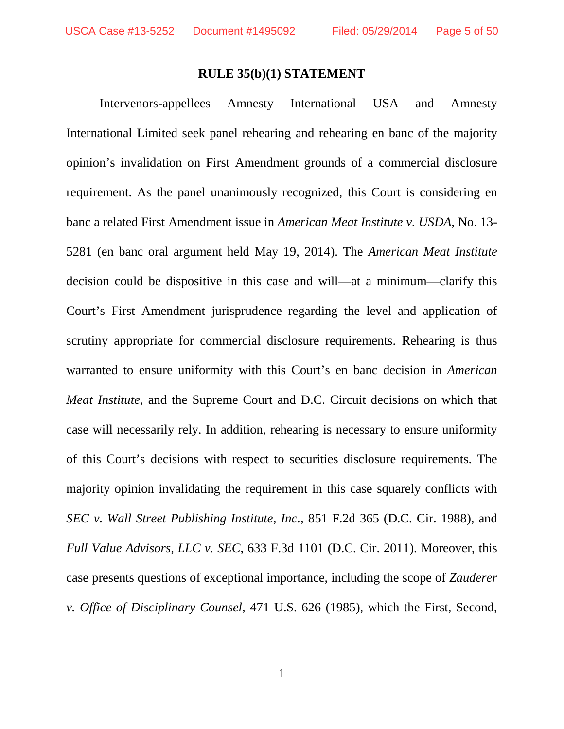**RULE 35(b)(1) STATEMENT**

Intervenors-appellees Amnesty International USA and Amnesty International Limited seek panel rehearing and rehearing en banc of the majority opinion's invalidation on First Amendment grounds of a commercial disclosure requirement. As the panel unanimously recognized, this Court is considering en banc a related First Amendment issue in *American Meat Institute v. USDA*, No. 13-5281 (en banc oral argument held May 19, 2014). The *American Meat Institute* decision could be dispositive in this case and will—at a minimum—clarify this Court's First Amendment jurisprudence regarding the level and application of scrutiny appropriate for commercial disclosure requirements. Rehearing is thus warranted to ensure uniformity with this Court's en banc decision in *American Meat Institute*, and the Supreme Court and D.C. Circuit decisions on which that case will necessarily rely. In addition, rehearing is necessary to ensure uniformity of this Court's decisions with respect to securities disclosure requirements. The majority opinion invalidating the requirement in this case squarely conflicts with *SEC v. Wall Street Publishing Institute, Inc.*, 851 F.2d 365 (D.C. Cir. 1988), and *Full Value Advisors, LLC v. SEC*, 633 F.3d 1101 (D.C. Cir. 2011). Moreover, this case presents questions of exceptional importance, including the scope of *Zauderer v. Office of Disciplinary Counsel*, 471 U.S. 626 (1985), which the First, Second,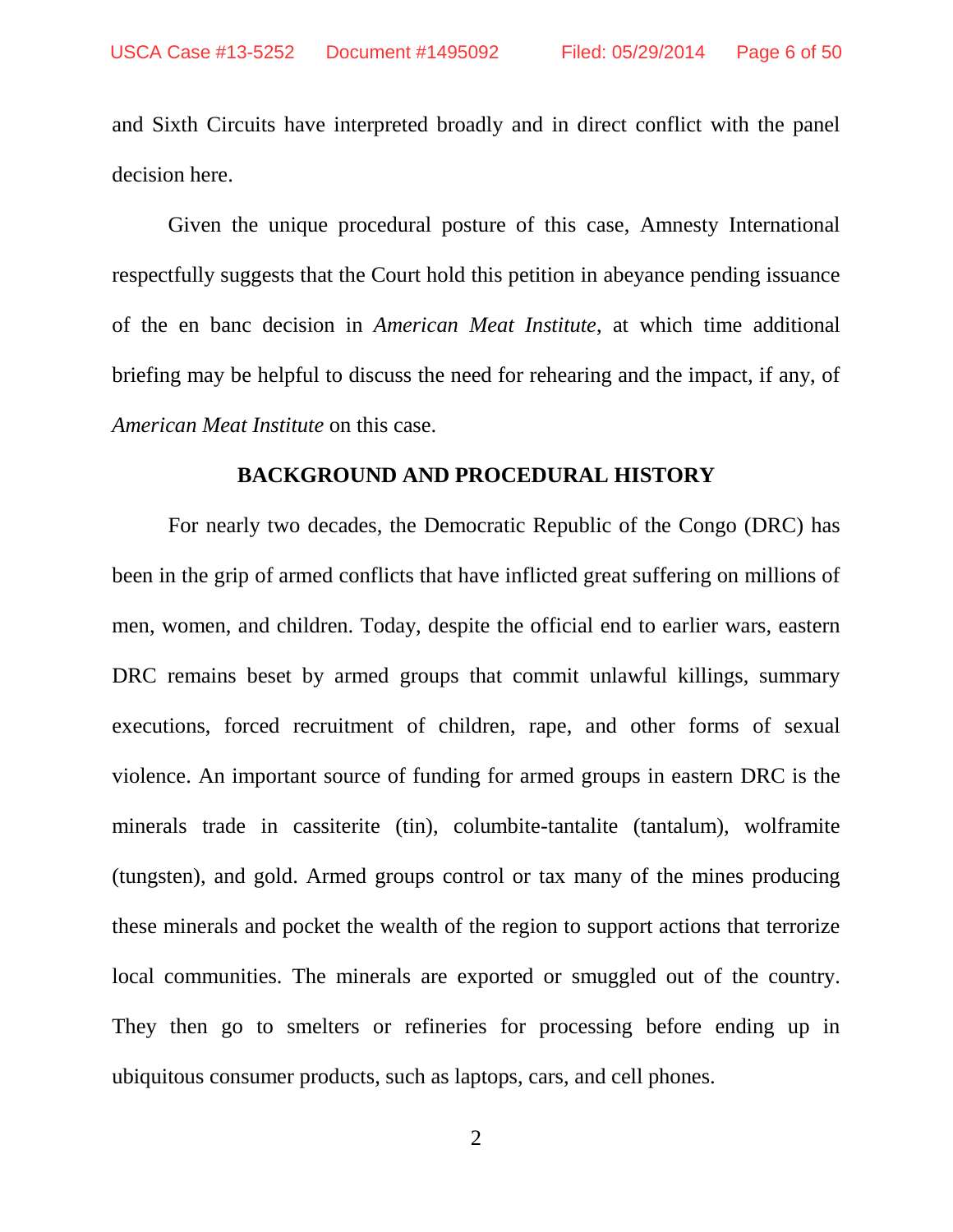and Sixth Circuits have interpreted broadly and in direct conflict with the panel decision here.

Given the unique procedural posture of this case, Amnesty International respectfully suggests that the Court hold this petition in abeyance pending issuance of the en banc decision in *American Meat Institute*, at which time additional briefing may be helpful to discuss the need for rehearing and the impact, if any, of *American Meat Institute* on this case.

## BACKGROUND AND PROCEDURAL HISTORY

For nearly two decades, the Democratic Republic of the Congo (DRC) has been in the grip of armed conflicts that have inflicted great suffering on millions of men, women, and children. Today, despite the official end to earlier wars, eastern DRC remains beset by armed groups that commit unlawful killings, summary executions, forced recruitment of children, rape, and other forms of sexual violence. An important source of funding for armed groups in eastern DRC is the minerals trade in cassiterite (tin), columbite-tantalite (tantalum), wolframite (tungsten), and gold. Armed groups control or tax many of the mines producing these minerals and pocket the wealth of the region to support actions that terrorize local communities. The minerals are exported or smuggled out of the country. They then go to smelters or refineries for processing before ending up in ubiquitous consumer products, such as laptops, cars, and cell phones.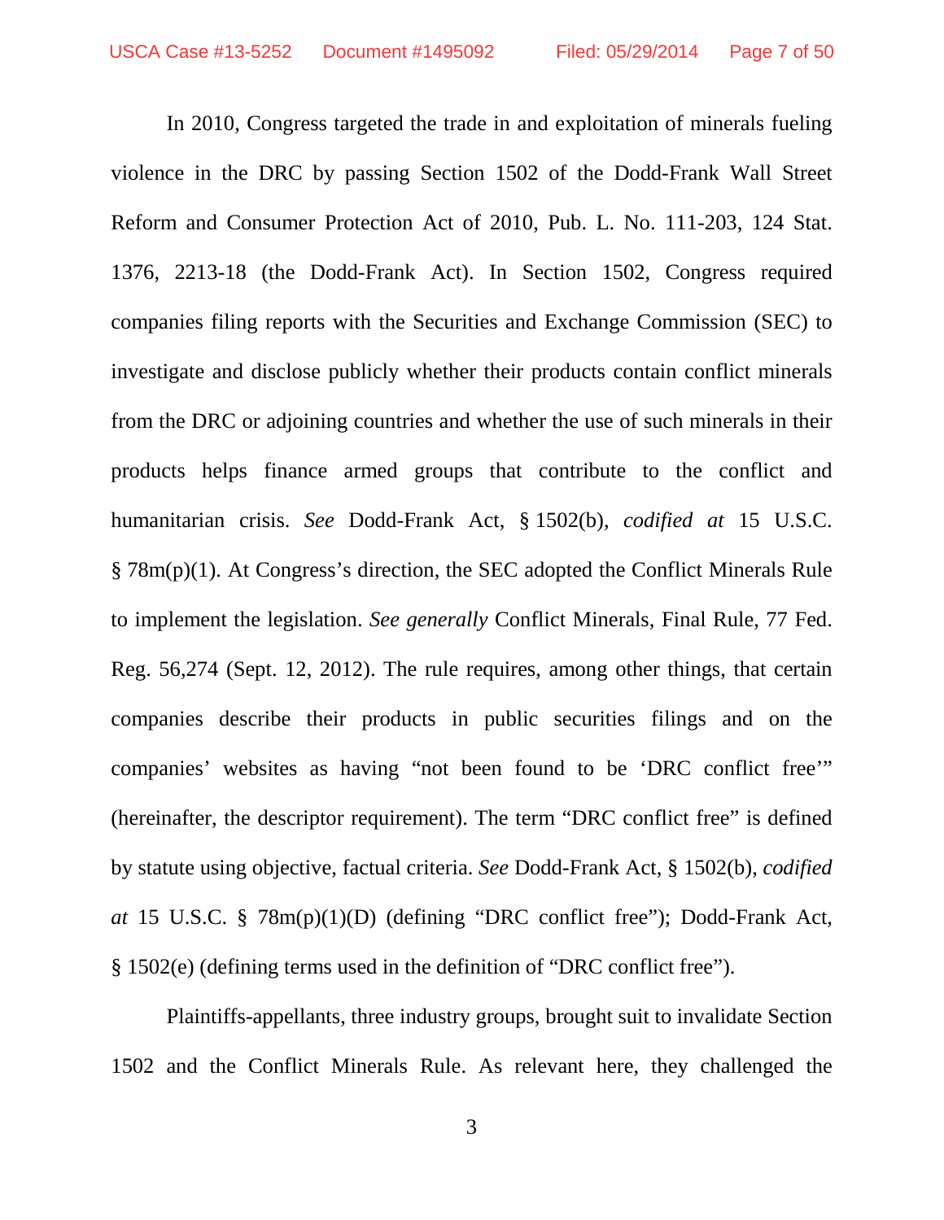In 2010, Congress targeted the trade in and exploitation of minerals fueling violence in the DRC by passing Section 1502 of the Dodd-Frank Wall Street Reform and Consumer Protection Act of 2010, Pub. L. No. 111-203, 124 Stat. 1376, 2213-18 (the Dodd-Frank Act). In Section 1502, Congress required companies filing reports with the Securities and Exchange Commission (SEC) to investigate and disclose publicly whether their products contain conflict minerals from the DRC or adjoining countries and whether the use of such minerals in their products helps finance armed groups that contribute to the conflict and humanitarian crisis. *See* Dodd-Frank Act, § 1502(b), *codified at* 15 U.S.C. § 78m(p)(1). At Congress's direction, the SEC adopted the Conflict Minerals Rule to implement the legislation. *See generally* Conflict Minerals, Final Rule, 77 Fed. Reg. 56,274 (Sept. 12, 2012). The rule requires, among other things, that certain companies describe their products in public securities filings and on the companies' websites as having "not been found to be 'DRC conflict free'" (hereinafter, the descriptor requirement). The term "DRC conflict free" is defined by statute using objective, factual criteria. *See* Dodd-Frank Act, § 1502(b), *codified at* 15 U.S.C. § 78m(p)(1)(D) (defining "DRC conflict free"); Dodd-Frank Act, § 1502(e) (defining terms used in the definition of "DRC conflict free").

Plaintiffs-appellants, three industry groups, brought suit to invalidate Section 1502 and the Conflict Minerals Rule. As relevant here, they challenged the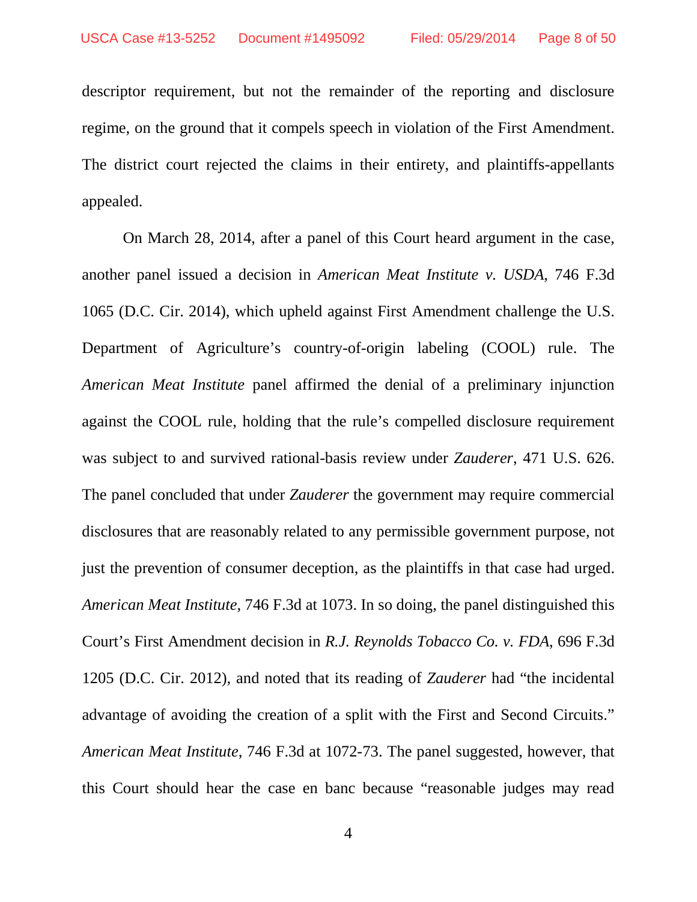descriptor requirement, but not the remainder of the reporting and disclosure regime, on the ground that it compels speech in violation of the First Amendment. The district court rejected the claims in their entirety, and plaintiffs-appellants appealed.

On March 28, 2014, after a panel of this Court heard argument in the case, another panel issued a decision in *American Meat Institute v. USDA*, 746 F.3d 1065 (D.C. Cir. 2014), which upheld against First Amendment challenge the U.S. Department of Agriculture's country-of-origin labeling (COOL) rule. The *American Meat Institute* panel affirmed the denial of a preliminary injunction against the COOL rule, holding that the rule's compelled disclosure requirement was subject to and survived rational-basis review under *Zauderer*, 471 U.S. 626. The panel concluded that under *Zauderer* the government may require commercial disclosures that are reasonably related to any permissible government purpose, not just the prevention of consumer deception, as the plaintiffs in that case had urged. *American Meat Institute*, 746 F.3d at 1073. In so doing, the panel distinguished this Court's First Amendment decision in *R.J. Reynolds Tobacco Co. v. FDA*, 696 F.3d 1205 (D.C. Cir. 2012), and noted that its reading of *Zauderer* had "the incidental advantage of avoiding the creation of a split with the First and Second Circuits." *American Meat Institute*, 746 F.3d at 1072-73. The panel suggested, however, that this Court should hear the case en banc because "reasonable judges may read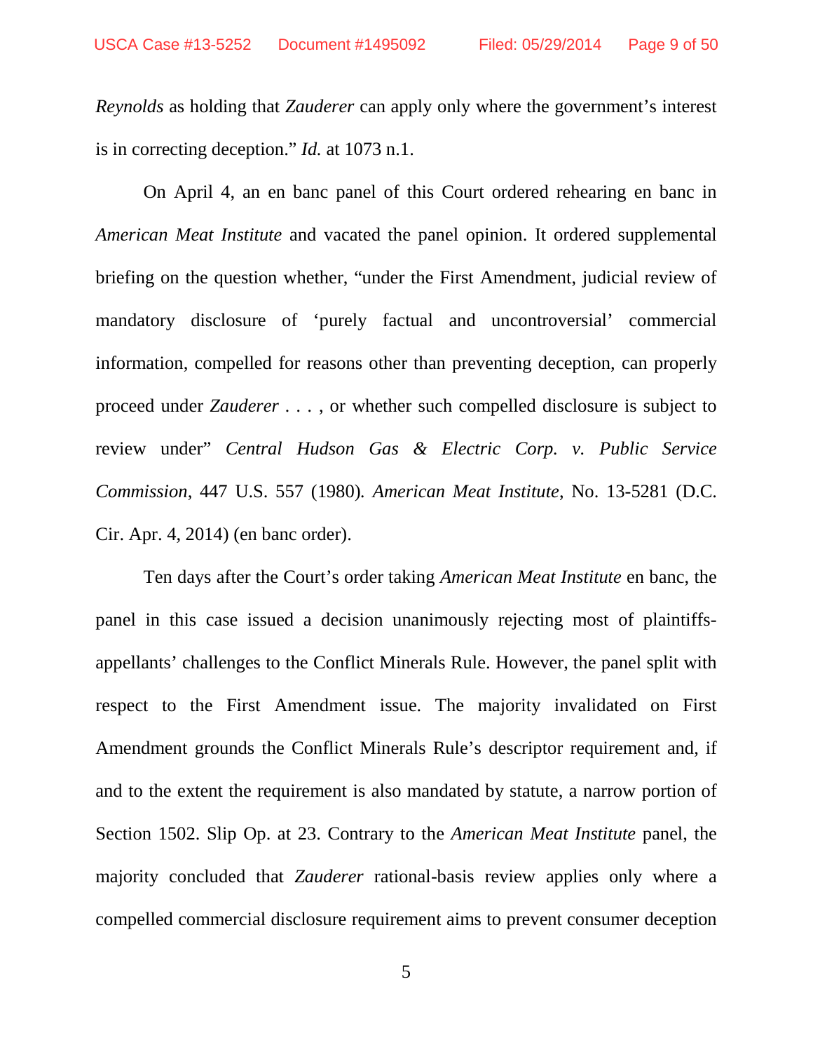*Reynolds* as holding that *Zauderer* can apply only where the government's interest is in correcting deception." *Id.* at 1073 n.1.

On April 4, an en banc panel of this Court ordered rehearing en banc in *American Meat Institute* and vacated the panel opinion. It ordered supplemental briefing on the question whether, "under the First Amendment, judicial review of mandatory disclosure of 'purely factual and uncontroversial' commercial information, compelled for reasons other than preventing deception, can properly proceed under *Zauderer* . . . , or whether such compelled disclosure is subject to review under" *Central Hudson Gas & Electric Corp. v. Public Service Commission*, 447 U.S. 557 (1980). *American Meat Institute*, No. 13-5281 (D.C. Cir. Apr. 4, 2014) (en banc order).

Ten days after the Court's order taking *American Meat Institute* en banc, the panel in this case issued a decision unanimously rejecting most of plaintiffs-appellants' challenges to the Conflict Minerals Rule. However, the panel split with respect to the First Amendment issue. The majority invalidated on First Amendment grounds the Conflict Minerals Rule's descriptor requirement and, if and to the extent the requirement is also mandated by statute, a narrow portion of Section 1502. Slip Op. at 23. Contrary to the *American Meat Institute* panel, the majority concluded that *Zauderer* rational-basis review applies only where a compelled commercial disclosure requirement aims to prevent consumer deception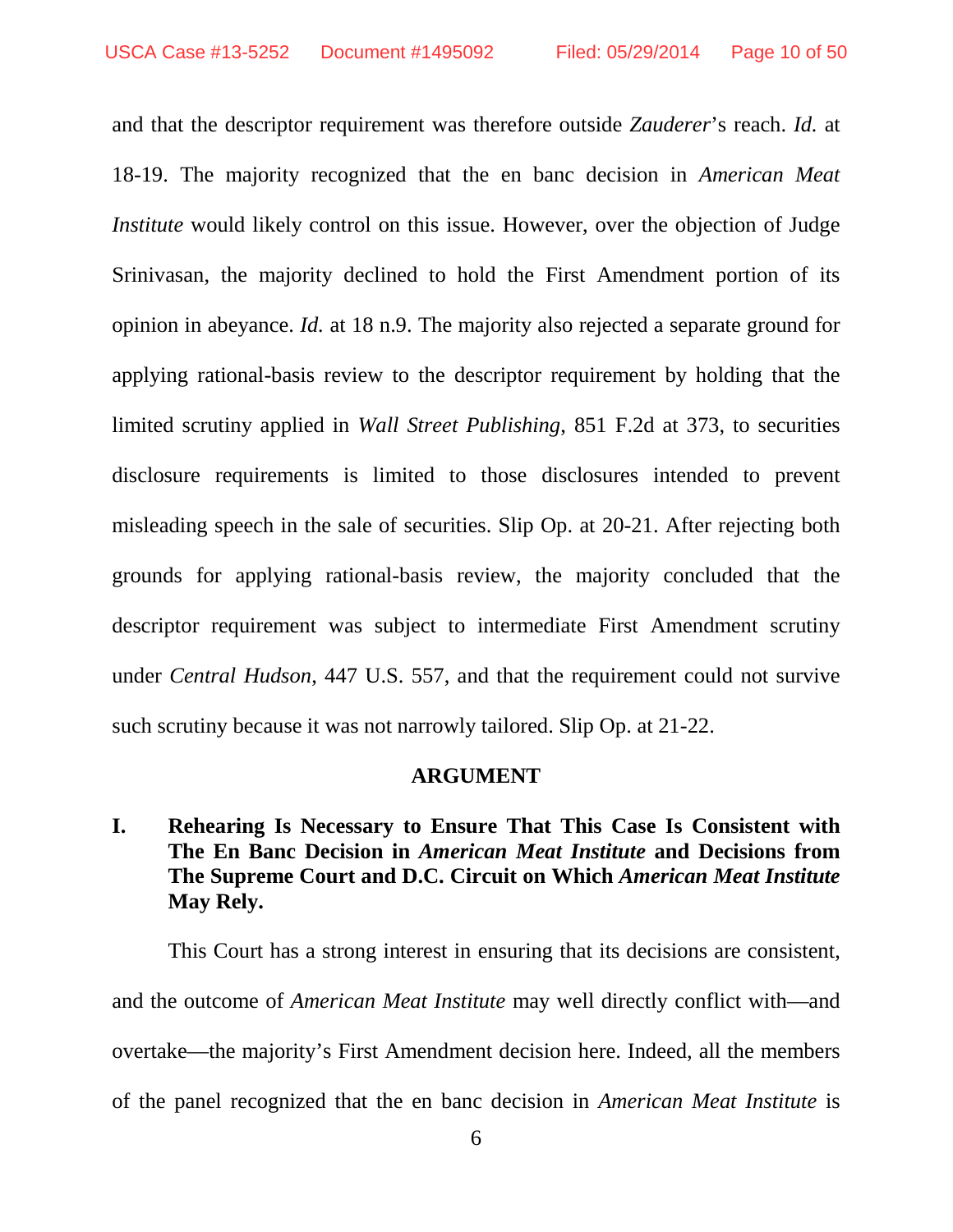and that the descriptor requirement was therefore outside *Zauderer*'s reach. *Id.* at 18-19. The majority recognized that the en banc decision in *American Meat Institute* would likely control on this issue. However, over the objection of Judge Srinivasan, the majority declined to hold the First Amendment portion of its opinion in abeyance. *Id.* at 18 n.9. The majority also rejected a separate ground for applying rational-basis review to the descriptor requirement by holding that the limited scrutiny applied in *Wall Street Publishing*, 851 F.2d at 373, to securities disclosure requirements is limited to those disclosures intended to prevent misleading speech in the sale of securities. Slip Op. at 20-21. After rejecting both grounds for applying rational-basis review, the majority concluded that the descriptor requirement was subject to intermediate First Amendment scrutiny under *Central Hudson*, 447 U.S. 557, and that the requirement could not survive such scrutiny because it was not narrowly tailored. Slip Op. at 21-22.

## ARGUMENT

### I. Rehearing Is Necessary to Ensure That This Case Is Consistent with The En Banc Decision in *American Meat Institute* and Decisions from The Supreme Court and D.C. Circuit on Which *American Meat Institute* May Rely.

This Court has a strong interest in ensuring that its decisions are consistent, and the outcome of *American Meat Institute* may well directly conflict with—and overtake—the majority's First Amendment decision here. Indeed, all the members of the panel recognized that the en banc decision in *American Meat Institute* is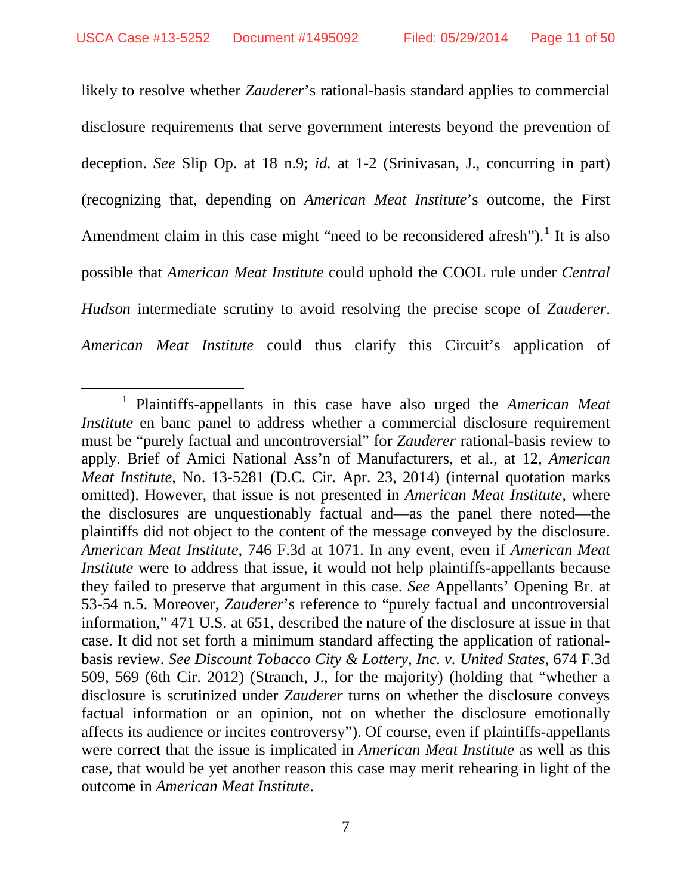likely to resolve whether *Zauderer*'s rational-basis standard applies to commercial disclosure requirements that serve government interests beyond the prevention of deception. *See* Slip Op. at 18 n.9; *id.* at 1-2 (Srinivasan, J., concurring in part) (recognizing that, depending on *American Meat Institute*'s outcome, the First Amendment claim in this case might "need to be reconsidered afresh").[1] It is also possible that *American Meat Institute* could uphold the COOL rule under *Central Hudson* intermediate scrutiny to avoid resolving the precise scope of *Zauderer*. *American Meat Institute* could thus clarify this Circuit's application of

---

[1] Plaintiffs-appellants in this case have also urged the *American Meat Institute* en banc panel to address whether a commercial disclosure requirement must be "purely factual and uncontroversial" for *Zauderer* rational-basis review to apply. Brief of Amici National Ass'n of Manufacturers, et al., at 12, *American Meat Institute*, No. 13-5281 (D.C. Cir. Apr. 23, 2014) (internal quotation marks omitted). However, that issue is not presented in *American Meat Institute*, where the disclosures are unquestionably factual and—as the panel there noted—the plaintiffs did not object to the content of the message conveyed by the disclosure. *American Meat Institute*, 746 F.3d at 1071. In any event, even if *American Meat Institute* were to address that issue, it would not help plaintiffs-appellants because they failed to preserve that argument in this case. *See* Appellants' Opening Br. at 53-54 n.5. Moreover, *Zauderer*'s reference to "purely factual and uncontroversial information," 471 U.S. at 651, described the nature of the disclosure at issue in that case. It did not set forth a minimum standard affecting the application of rational-basis review. *See Discount Tobacco City & Lottery, Inc. v. United States*, 674 F.3d 509, 569 (6th Cir. 2012) (Stranch, J., for the majority) (holding that "whether a disclosure is scrutinized under *Zauderer* turns on whether the disclosure conveys factual information or an opinion, not on whether the disclosure emotionally affects its audience or incites controversy"). Of course, even if plaintiffs-appellants were correct that the issue is implicated in *American Meat Institute* as well as this case, that would be yet another reason this case may merit rehearing in light of the outcome in *American Meat Institute*.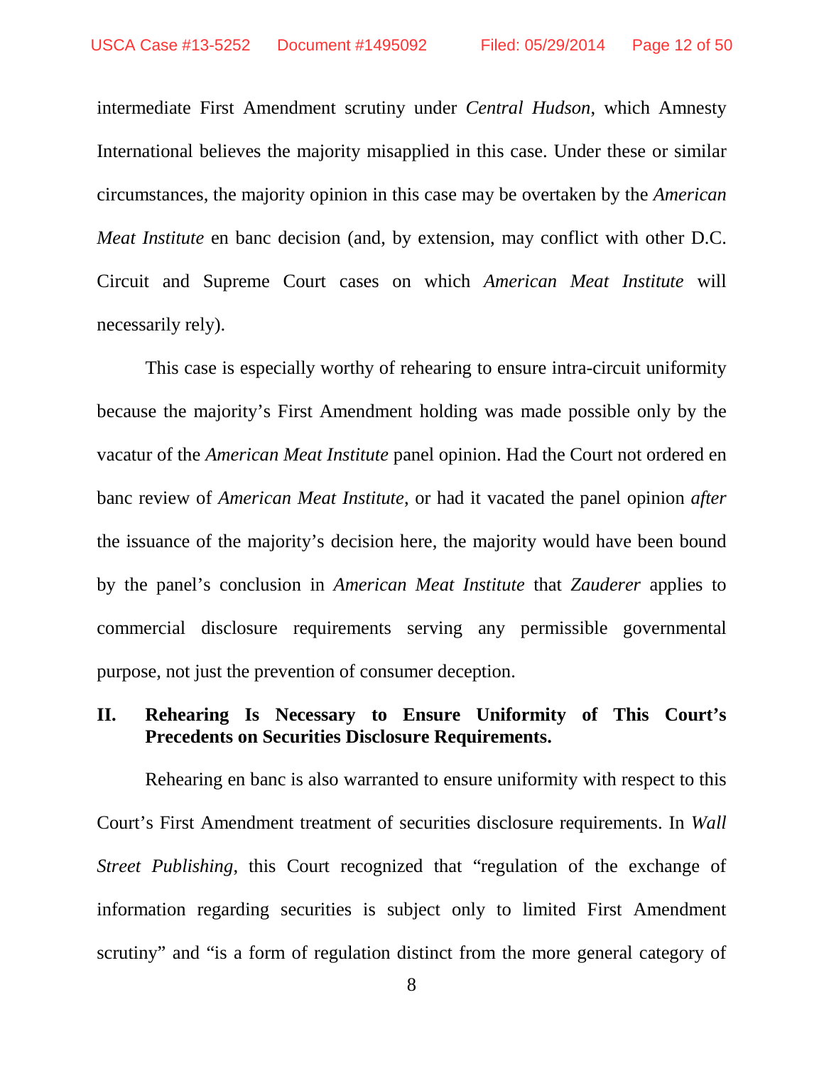intermediate First Amendment scrutiny under *Central Hudson*, which Amnesty International believes the majority misapplied in this case. Under these or similar circumstances, the majority opinion in this case may be overtaken by the *American Meat Institute* en banc decision (and, by extension, may conflict with other D.C. Circuit and Supreme Court cases on which *American Meat Institute* will necessarily rely).

This case is especially worthy of rehearing to ensure intra-circuit uniformity because the majority's First Amendment holding was made possible only by the vacatur of the *American Meat Institute* panel opinion. Had the Court not ordered en banc review of *American Meat Institute*, or had it vacated the panel opinion *after* the issuance of the majority's decision here, the majority would have been bound by the panel's conclusion in *American Meat Institute* that *Zauderer* applies to commercial disclosure requirements serving any permissible governmental purpose, not just the prevention of consumer deception.

## II. Rehearing Is Necessary to Ensure Uniformity of This Court's Precedents on Securities Disclosure Requirements.

Rehearing en banc is also warranted to ensure uniformity with respect to this Court's First Amendment treatment of securities disclosure requirements. In *Wall Street Publishing*, this Court recognized that "regulation of the exchange of information regarding securities is subject only to limited First Amendment scrutiny" and "is a form of regulation distinct from the more general category of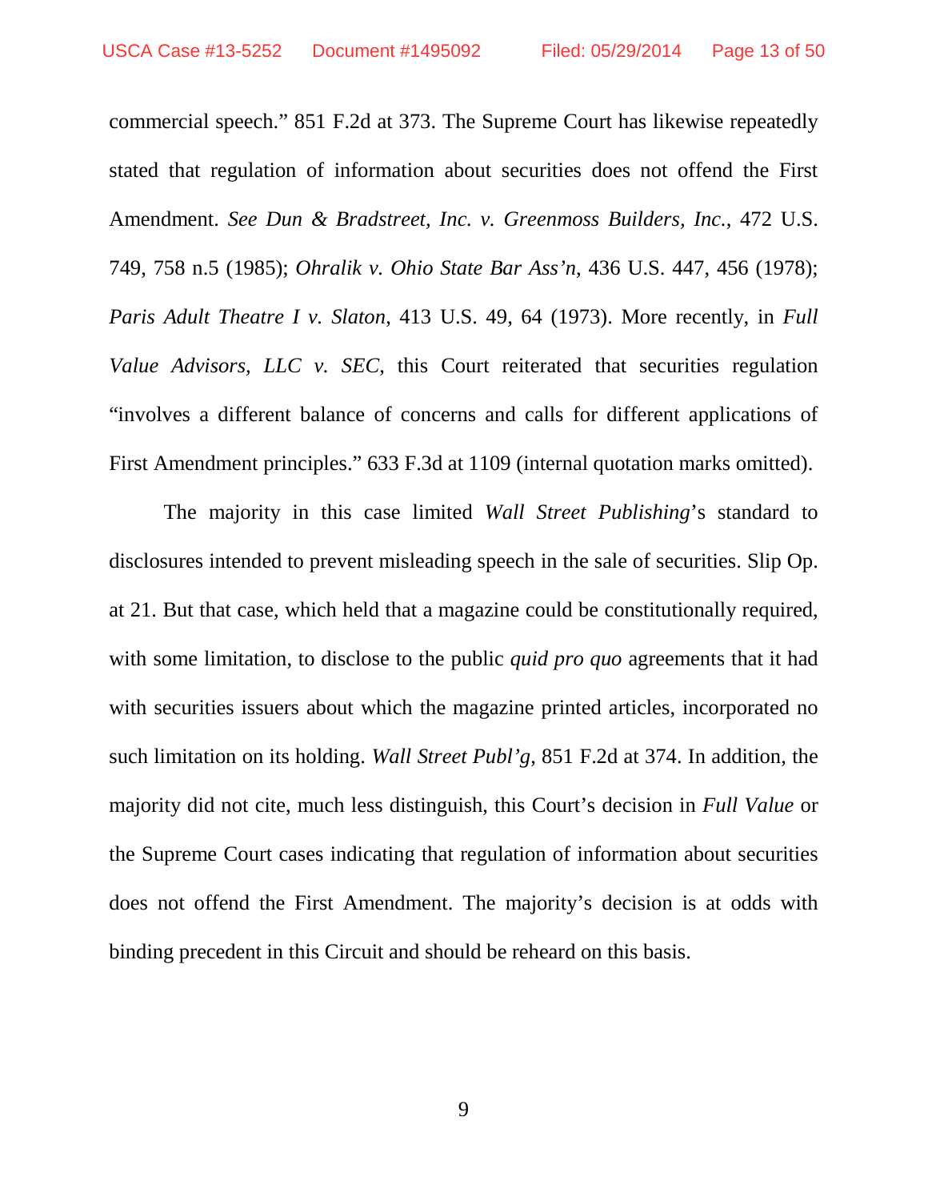commercial speech." 851 F.2d at 373. The Supreme Court has likewise repeatedly stated that regulation of information about securities does not offend the First Amendment. *See Dun & Bradstreet, Inc. v. Greenmoss Builders, Inc.*, 472 U.S. 749, 758 n.5 (1985); *Ohralik v. Ohio State Bar Ass'n*, 436 U.S. 447, 456 (1978); *Paris Adult Theatre I v. Slaton*, 413 U.S. 49, 64 (1973). More recently, in *Full Value Advisors, LLC v. SEC*, this Court reiterated that securities regulation "involves a different balance of concerns and calls for different applications of First Amendment principles." 633 F.3d at 1109 (internal quotation marks omitted).

The majority in this case limited *Wall Street Publishing*'s standard to disclosures intended to prevent misleading speech in the sale of securities. Slip Op. at 21. But that case, which held that a magazine could be constitutionally required, with some limitation, to disclose to the public *quid pro quo* agreements that it had with securities issuers about which the magazine printed articles, incorporated no such limitation on its holding. *Wall Street Publ'g*, 851 F.2d at 374. In addition, the majority did not cite, much less distinguish, this Court's decision in *Full Value* or the Supreme Court cases indicating that regulation of information about securities does not offend the First Amendment. The majority's decision is at odds with binding precedent in this Circuit and should be reheard on this basis.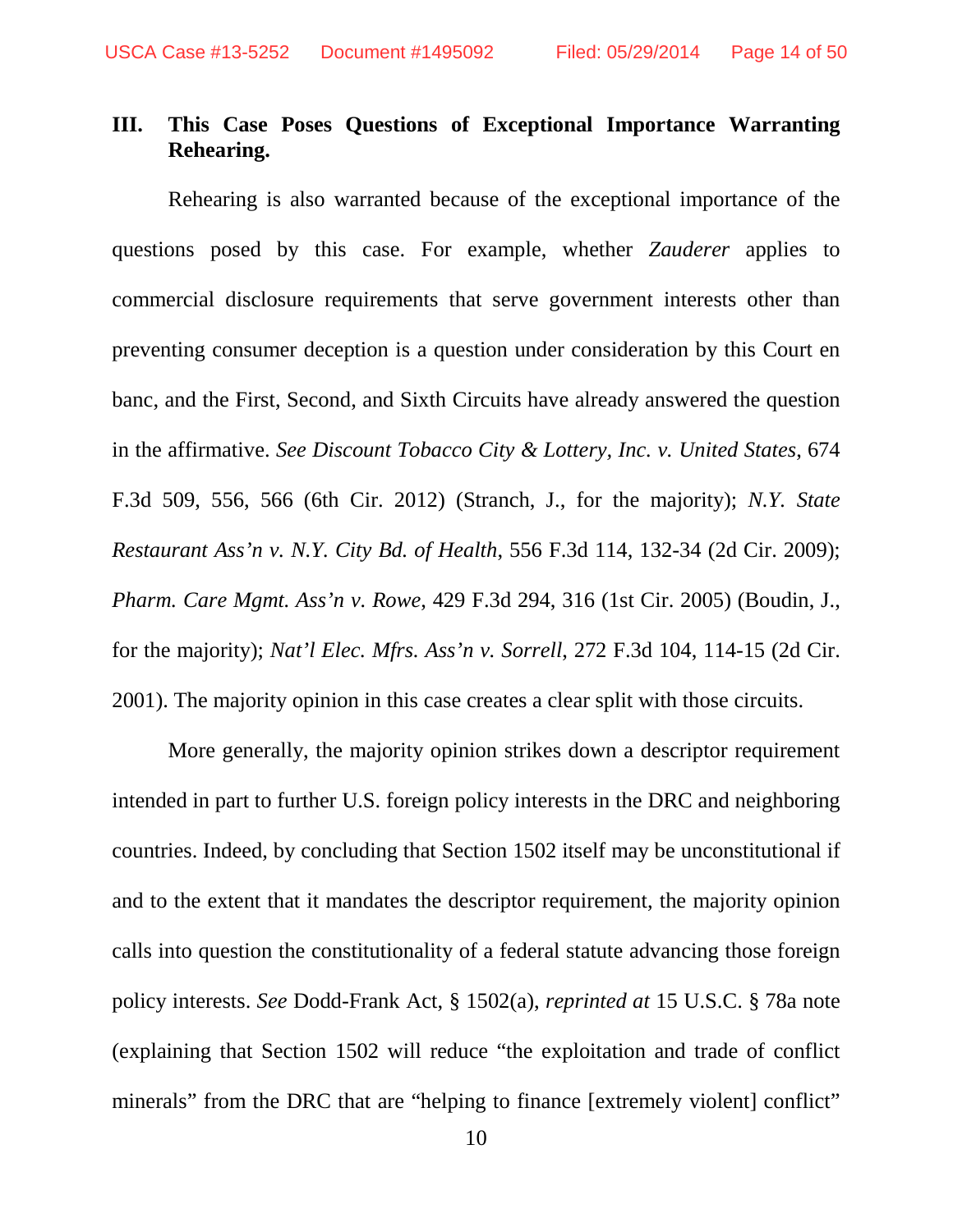## III. This Case Poses Questions of Exceptional Importance Warranting Rehearing.

Rehearing is also warranted because of the exceptional importance of the questions posed by this case. For example, whether *Zauderer* applies to commercial disclosure requirements that serve government interests other than preventing consumer deception is a question under consideration by this Court en banc, and the First, Second, and Sixth Circuits have already answered the question in the affirmative. *See Discount Tobacco City & Lottery, Inc. v. United States*, 674 F.3d 509, 556, 566 (6th Cir. 2012) (Stranch, J., for the majority); *N.Y. State Restaurant Ass'n v. N.Y. City Bd. of Health*, 556 F.3d 114, 132-34 (2d Cir. 2009); *Pharm. Care Mgmt. Ass'n v. Rowe*, 429 F.3d 294, 316 (1st Cir. 2005) (Boudin, J., for the majority); *Nat'l Elec. Mfrs. Ass'n v. Sorrell*, 272 F.3d 104, 114-15 (2d Cir. 2001). The majority opinion in this case creates a clear split with those circuits.

More generally, the majority opinion strikes down a descriptor requirement intended in part to further U.S. foreign policy interests in the DRC and neighboring countries. Indeed, by concluding that Section 1502 itself may be unconstitutional if and to the extent that it mandates the descriptor requirement, the majority opinion calls into question the constitutionality of a federal statute advancing those foreign policy interests. *See* Dodd-Frank Act, § 1502(a), *reprinted at* 15 U.S.C. § 78a note (explaining that Section 1502 will reduce "the exploitation and trade of conflict minerals" from the DRC that are "helping to finance [extremely violent] conflict"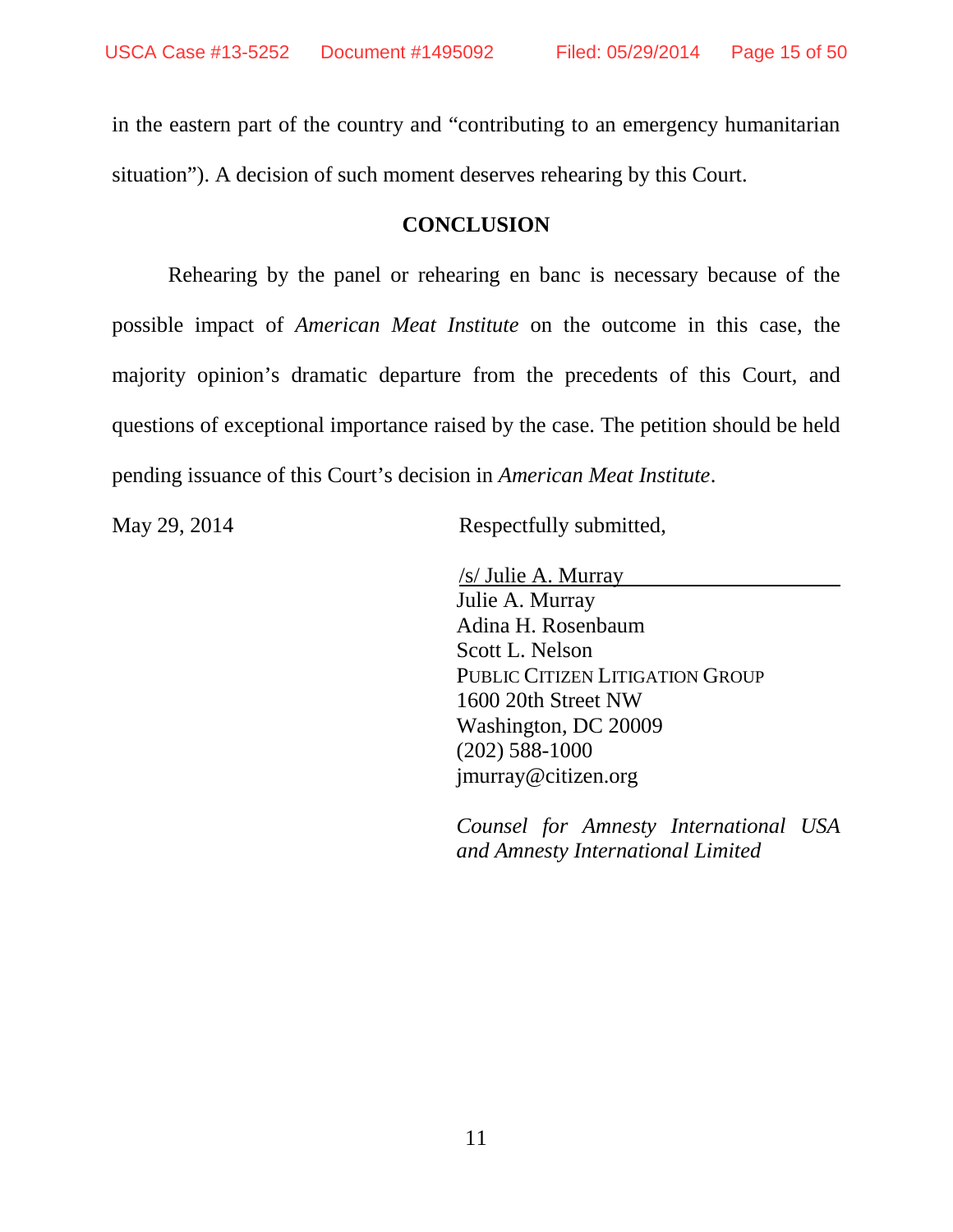in the eastern part of the country and "contributing to an emergency humanitarian situation"). A decision of such moment deserves rehearing by this Court.

## CONCLUSION

Rehearing by the panel or rehearing en banc is necessary because of the possible impact of *American Meat Institute* on the outcome in this case, the majority opinion's dramatic departure from the precedents of this Court, and questions of exceptional importance raised by the case. The petition should be held pending issuance of this Court's decision in *American Meat Institute*.

May 29, 2014

Respectfully submitted,

/s/ Julie A. Murray
Julie A. Murray
Adina H. Rosenbaum
Scott L. Nelson
PUBLIC CITIZEN LITIGATION GROUP
1600 20th Street NW
Washington, DC 20009
(202) 588-1000
jmurray@citizen.org

*Counsel for Amnesty International USA and Amnesty International Limited*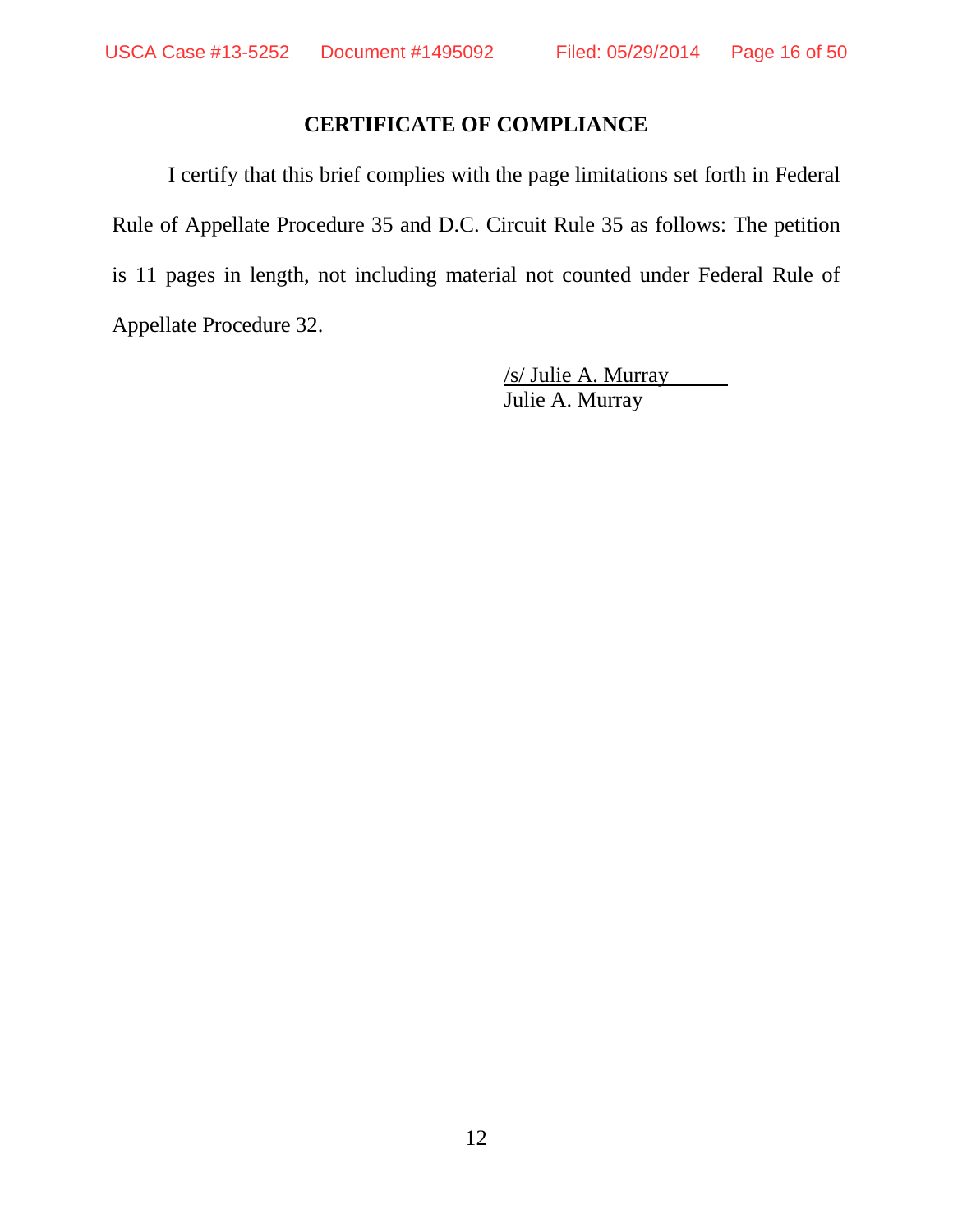## CERTIFICATE OF COMPLIANCE

I certify that this brief complies with the page limitations set forth in Federal Rule of Appellate Procedure 35 and D.C. Circuit Rule 35 as follows: The petition is 11 pages in length, not including material not counted under Federal Rule of Appellate Procedure 32.

/s/ Julie A. Murray
Julie A. Murray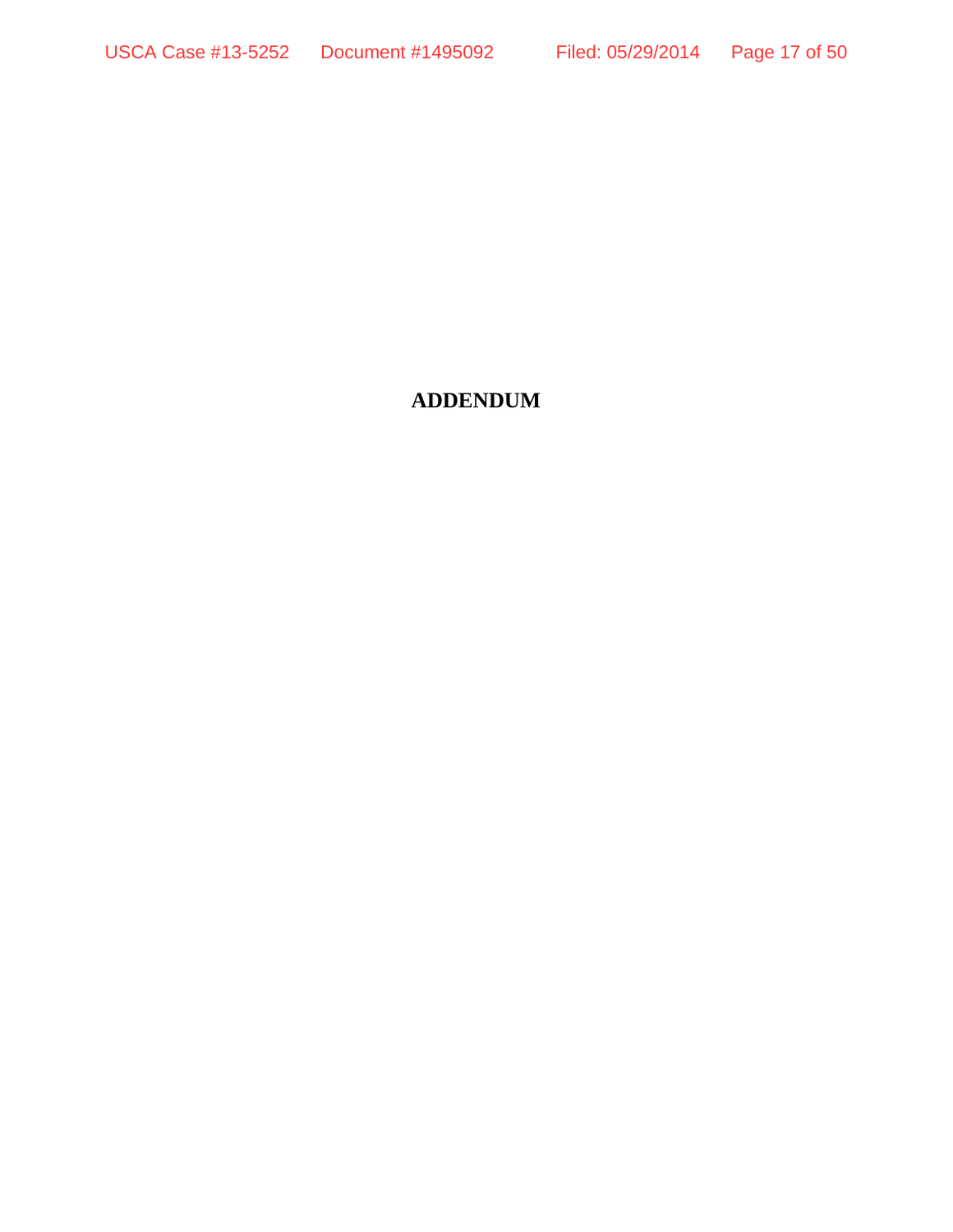# ADDENDUM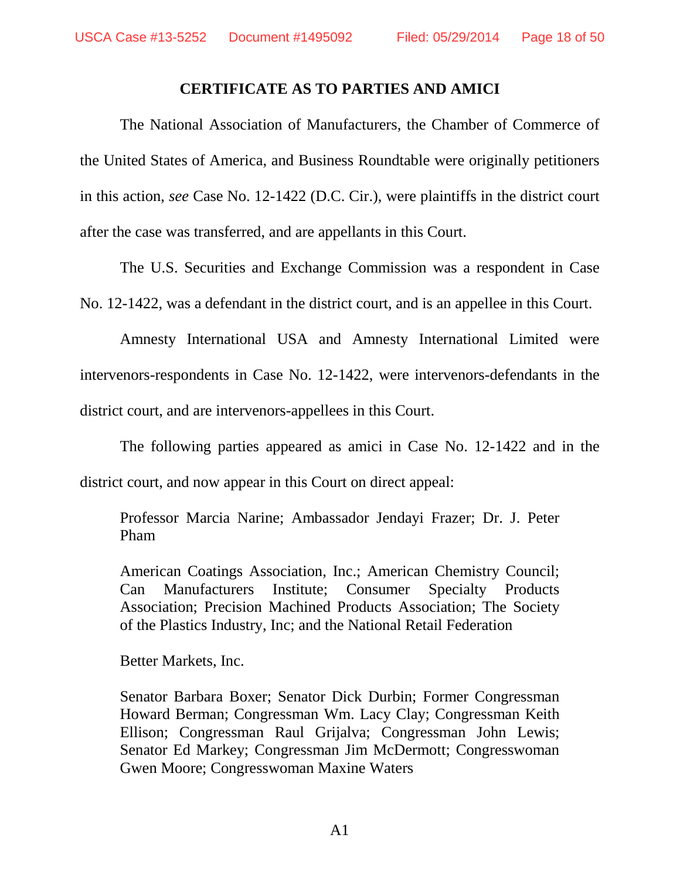## CERTIFICATE AS TO PARTIES AND AMICI

The National Association of Manufacturers, the Chamber of Commerce of the United States of America, and Business Roundtable were originally petitioners in this action, *see* Case No. 12-1422 (D.C. Cir.), were plaintiffs in the district court after the case was transferred, and are appellants in this Court.

The U.S. Securities and Exchange Commission was a respondent in Case No. 12-1422, was a defendant in the district court, and is an appellee in this Court.

Amnesty International USA and Amnesty International Limited were intervenors-respondents in Case No. 12-1422, were intervenors-defendants in the district court, and are intervenors-appellees in this Court.

The following parties appeared as amici in Case No. 12-1422 and in the district court, and now appear in this Court on direct appeal:

> Professor Marcia Narine; Ambassador Jendayi Frazer; Dr. J. Peter Pham
>
> American Coatings Association, Inc.; American Chemistry Council; Can Manufacturers Institute; Consumer Specialty Products Association; Precision Machined Products Association; The Society of the Plastics Industry, Inc; and the National Retail Federation
>
> Better Markets, Inc.
>
> Senator Barbara Boxer; Senator Dick Durbin; Former Congressman Howard Berman; Congressman Wm. Lacy Clay; Congressman Keith Ellison; Congressman Raul Grijalva; Congressman John Lewis; Senator Ed Markey; Congressman Jim McDermott; Congresswoman Gwen Moore; Congresswoman Maxine Waters

A1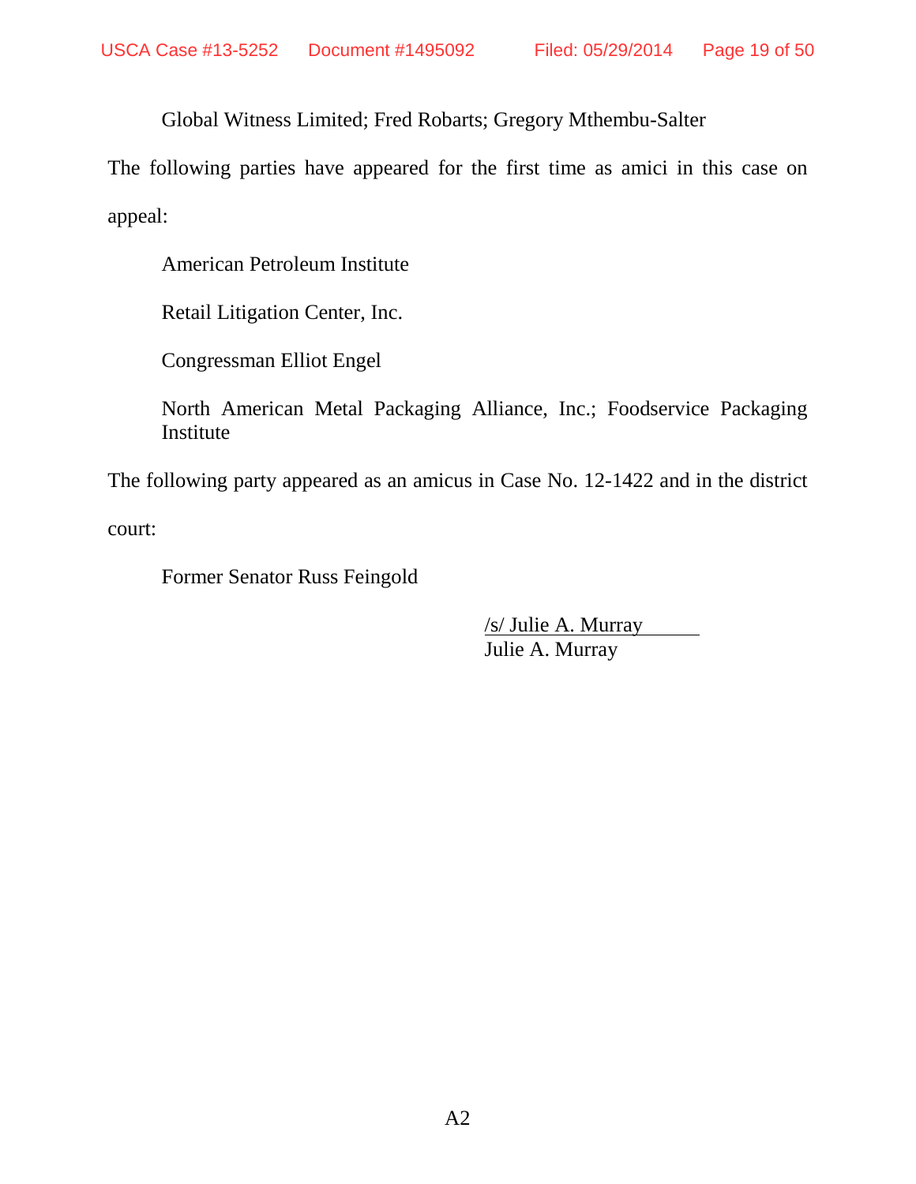Global Witness Limited; Fred Robarts; Gregory Mthembu-Salter

The following parties have appeared for the first time as amici in this case on appeal:

American Petroleum Institute

Retail Litigation Center, Inc.

Congressman Elliot Engel

North American Metal Packaging Alliance, Inc.; Foodservice Packaging Institute

The following party appeared as an amicus in Case No. 12-1422 and in the district court:

Former Senator Russ Feingold

/s/ Julie A. Murray
Julie A. Murray

A2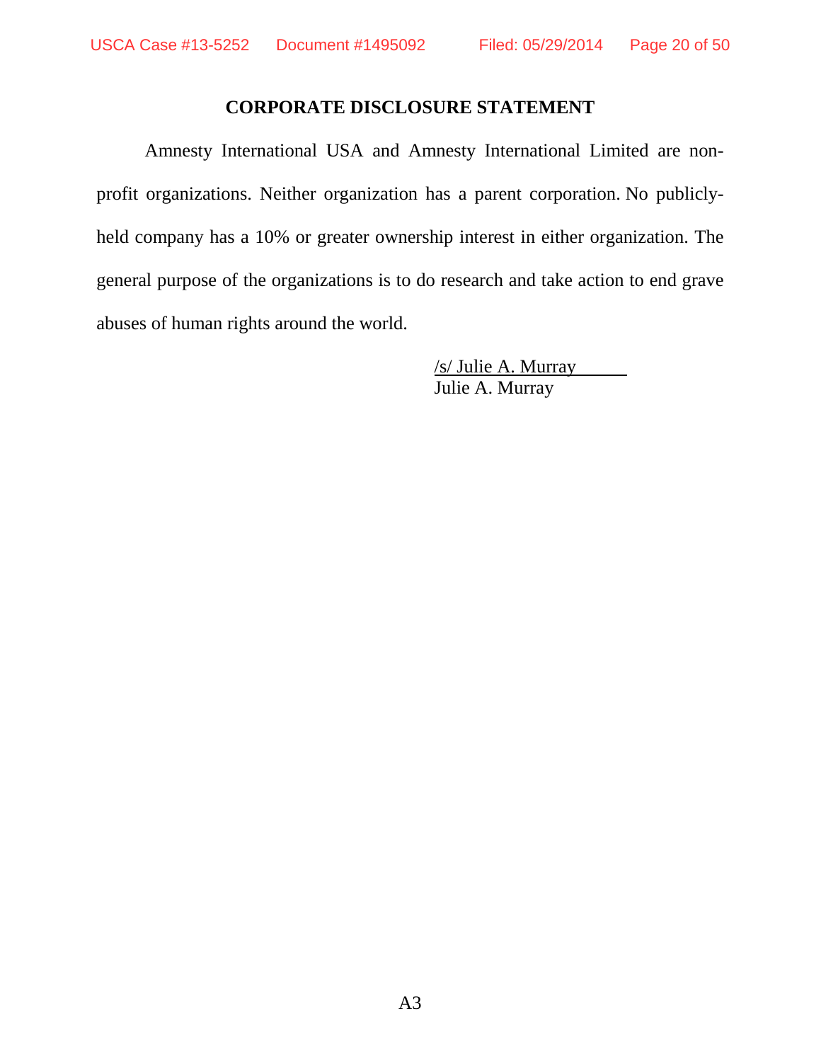## CORPORATE DISCLOSURE STATEMENT

Amnesty International USA and Amnesty International Limited are non-profit organizations. Neither organization has a parent corporation. No publicly-held company has a 10% or greater ownership interest in either organization. The general purpose of the organizations is to do research and take action to end grave abuses of human rights around the world.

/s/ Julie A. Murray
Julie A. Murray

A3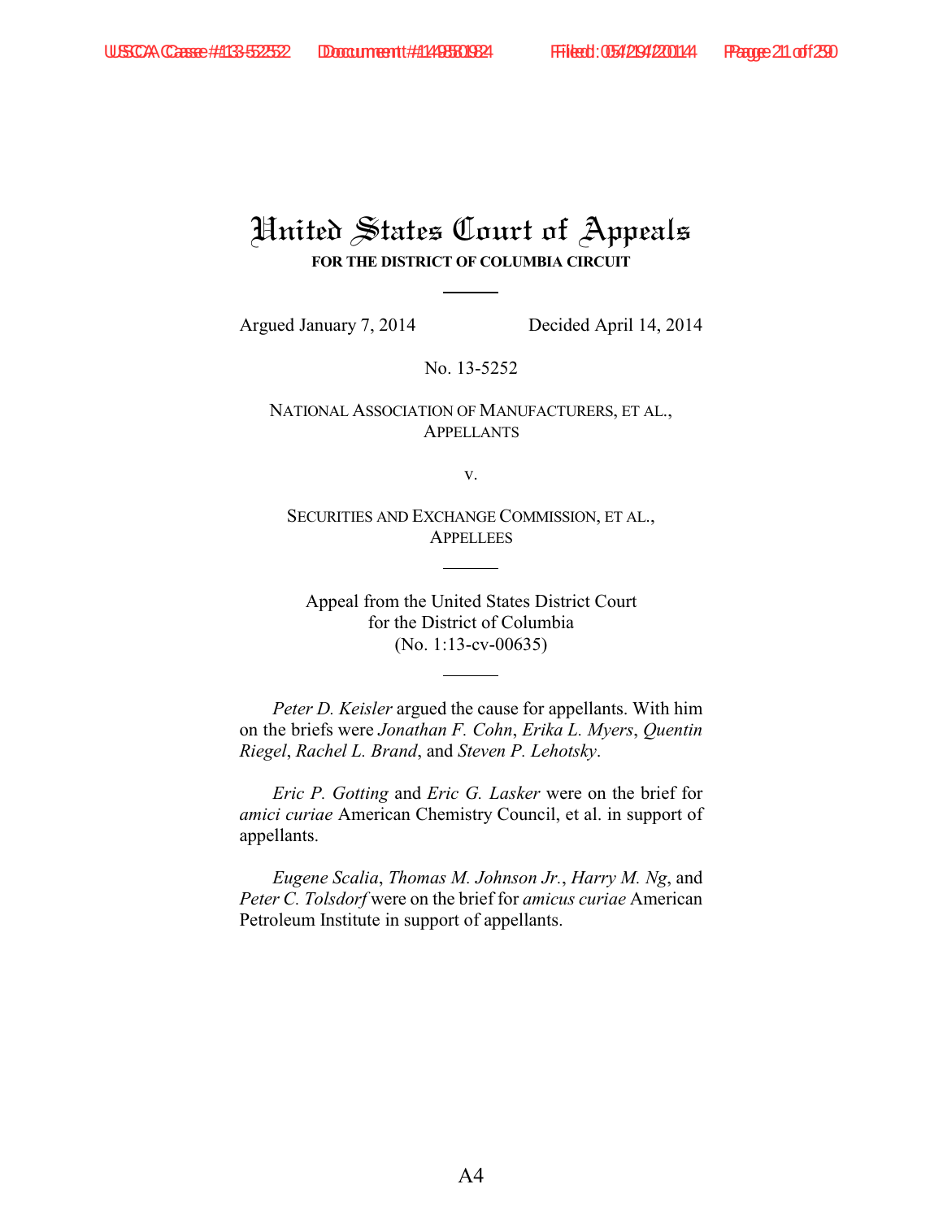# United States Court of Appeals

**FOR THE DISTRICT OF COLUMBIA CIRCUIT**

Argued January 7, 2014 Decided April 14, 2014

No. 13-5252

NATIONAL ASSOCIATION OF MANUFACTURERS, ET AL.,
APPELLANTS

v.

SECURITIES AND EXCHANGE COMMISSION, ET AL.,
APPELLEES

Appeal from the United States District Court
for the District of Columbia
(No. 1:13-cv-00635)

*Peter D. Keisler* argued the cause for appellants. With him on the briefs were *Jonathan F. Cohn*, *Erika L. Myers*, *Quentin Riegel*, *Rachel L. Brand*, and *Steven P. Lehotsky*.

*Eric P. Gotting* and *Eric G. Lasker* were on the brief for *amici curiae* American Chemistry Council, et al. in support of appellants.

*Eugene Scalia*, *Thomas M. Johnson Jr.*, *Harry M. Ng*, and *Peter C. Tolsdorf* were on the brief for *amicus curiae* American Petroleum Institute in support of appellants.

A4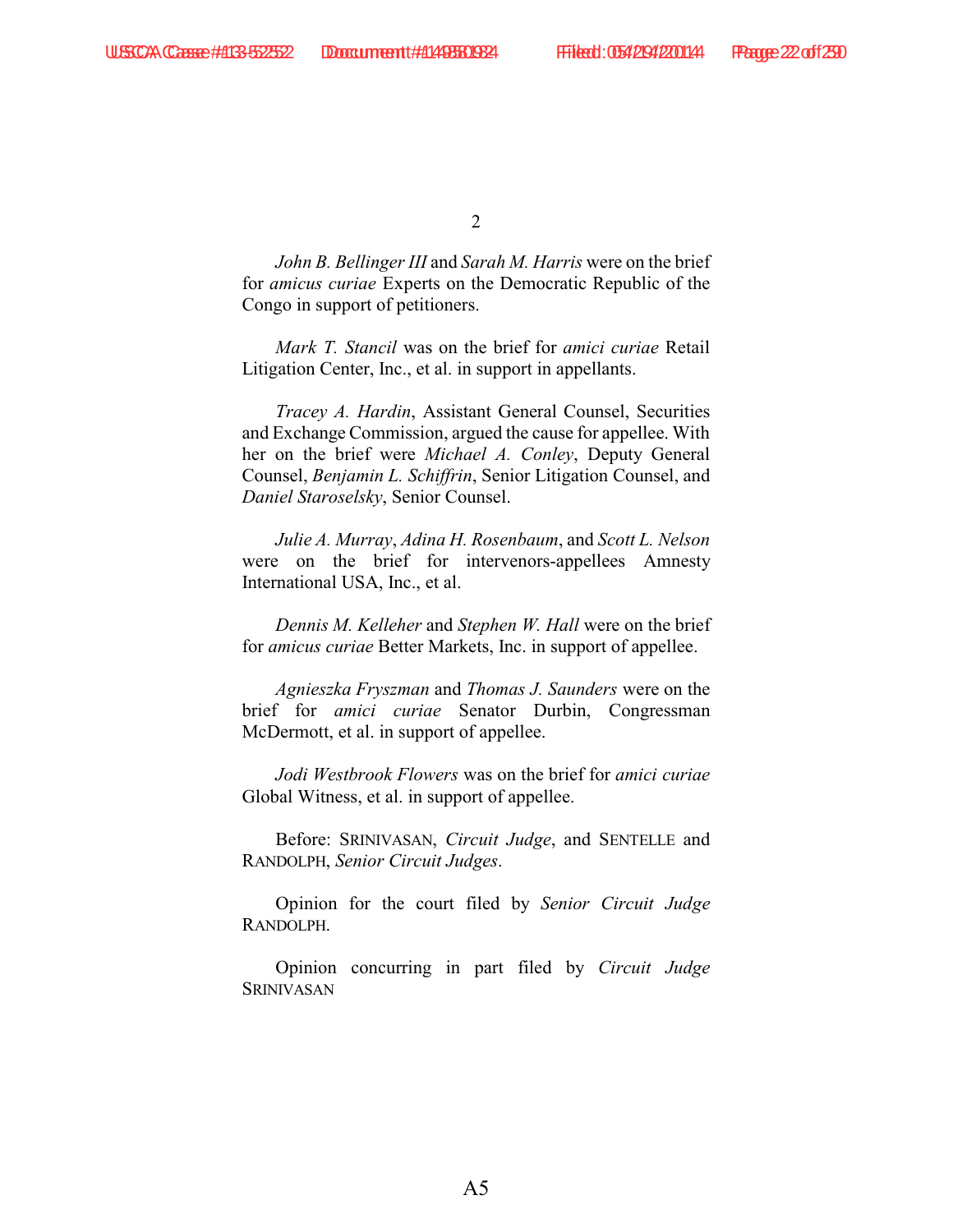*John B. Bellinger III* and *Sarah M. Harris* were on the brief for *amicus curiae* Experts on the Democratic Republic of the Congo in support of petitioners.

*Mark T. Stancil* was on the brief for *amici curiae* Retail Litigation Center, Inc., et al. in support in appellants.

*Tracey A. Hardin*, Assistant General Counsel, Securities and Exchange Commission, argued the cause for appellee. With her on the brief were *Michael A. Conley*, Deputy General Counsel, *Benjamin L. Schiffrin*, Senior Litigation Counsel, and *Daniel Staroselsky*, Senior Counsel.

*Julie A. Murray*, *Adina H. Rosenbaum*, and *Scott L. Nelson* were on the brief for intervenors-appellees Amnesty International USA, Inc., et al.

*Dennis M. Kelleher* and *Stephen W. Hall* were on the brief for *amicus curiae* Better Markets, Inc. in support of appellee.

*Agnieszka Fryszman* and *Thomas J. Saunders* were on the brief for *amici curiae* Senator Durbin, Congressman McDermott, et al. in support of appellee.

*Jodi Westbrook Flowers* was on the brief for *amici curiae* Global Witness, et al. in support of appellee.

Before: SRINIVASAN, *Circuit Judge*, and SENTELLE and RANDOLPH, *Senior Circuit Judges*.

Opinion for the court filed by *Senior Circuit Judge* RANDOLPH.

Opinion concurring in part filed by *Circuit Judge* SRINIVASAN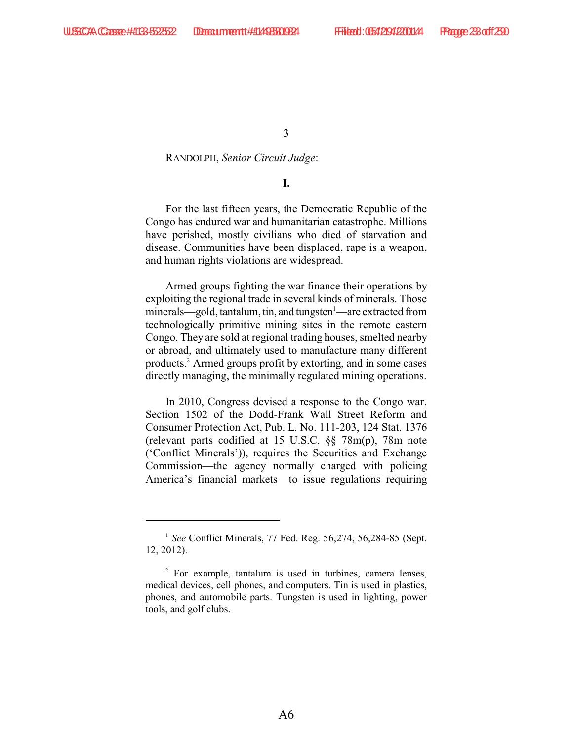RANDOLPH, *Senior Circuit Judge*:

**I.**

For the last fifteen years, the Democratic Republic of the Congo has endured war and humanitarian catastrophe. Millions have perished, mostly civilians who died of starvation and disease. Communities have been displaced, rape is a weapon, and human rights violations are widespread.

Armed groups fighting the war finance their operations by exploiting the regional trade in several kinds of minerals. Those minerals—gold, tantalum, tin, and tungsten[1]—are extracted from technologically primitive mining sites in the remote eastern Congo. They are sold at regional trading houses, smelted nearby or abroad, and ultimately used to manufacture many different products.[2] Armed groups profit by extorting, and in some cases directly managing, the minimally regulated mining operations.

In 2010, Congress devised a response to the Congo war. Section 1502 of the Dodd-Frank Wall Street Reform and Consumer Protection Act, Pub. L. No. 111-203, 124 Stat. 1376 (relevant parts codified at 15 U.S.C. §§ 78m(p), 78m note ('Conflict Minerals')), requires the Securities and Exchange Commission—the agency normally charged with policing America's financial markets—to issue regulations requiring

---

[1] *See* Conflict Minerals, 77 Fed. Reg. 56,274, 56,284-85 (Sept. 12, 2012).

[2] For example, tantalum is used in turbines, camera lenses, medical devices, cell phones, and computers. Tin is used in plastics, phones, and automobile parts. Tungsten is used in lighting, power tools, and golf clubs.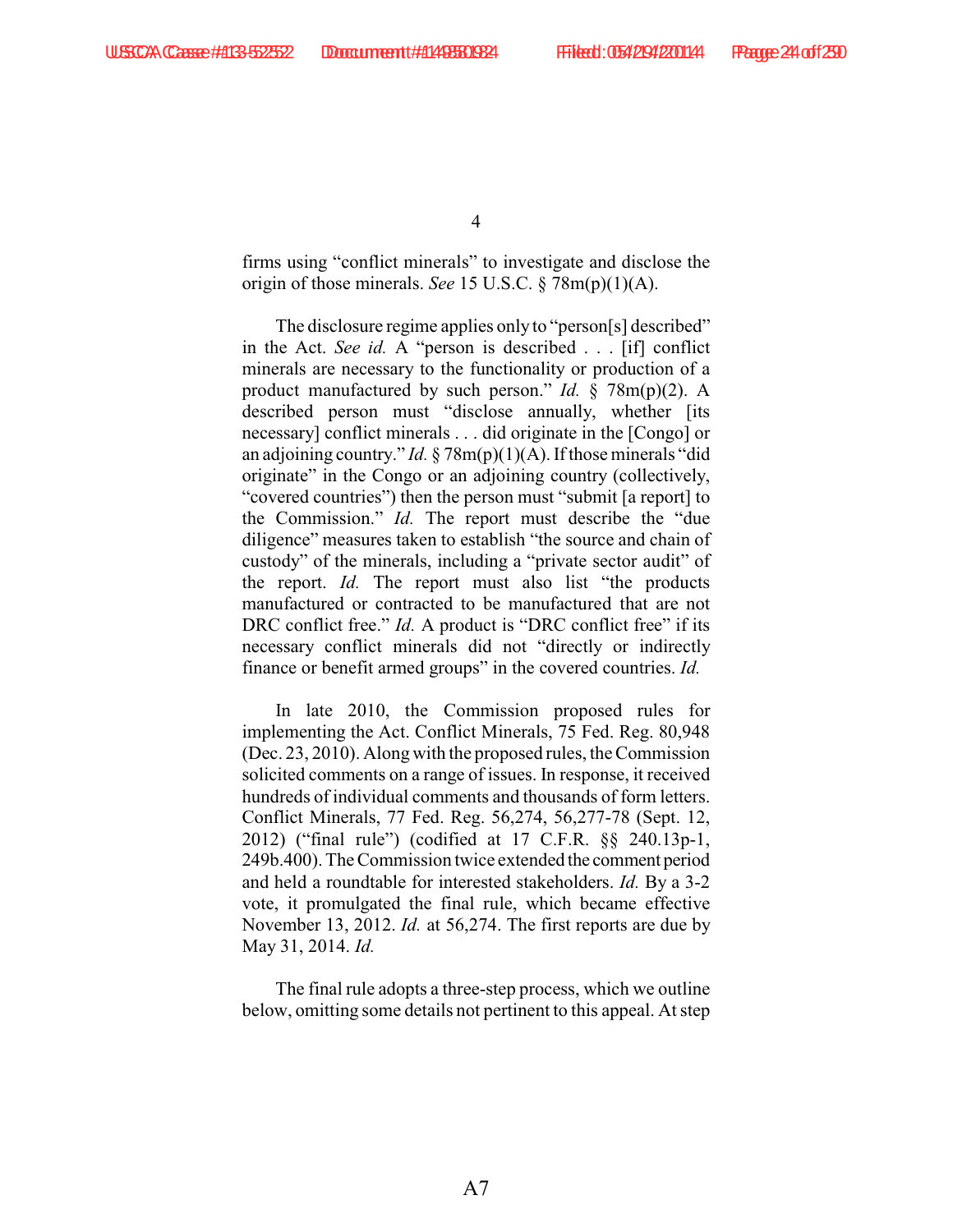firms using "conflict minerals" to investigate and disclose the origin of those minerals. *See* 15 U.S.C. § 78m(p)(1)(A).

The disclosure regime applies only to "person[s] described" in the Act. *See id.* A "person is described . . . [if] conflict minerals are necessary to the functionality or production of a product manufactured by such person." *Id.* § 78m(p)(2). A described person must "disclose annually, whether [its necessary] conflict minerals . . . did originate in the [Congo] or an adjoining country." *Id.* § 78m(p)(1)(A). If those minerals "did originate" in the Congo or an adjoining country (collectively, "covered countries") then the person must "submit [a report] to the Commission." *Id.* The report must describe the "due diligence" measures taken to establish "the source and chain of custody" of the minerals, including a "private sector audit" of the report. *Id.* The report must also list "the products manufactured or contracted to be manufactured that are not DRC conflict free." *Id.* A product is "DRC conflict free" if its necessary conflict minerals did not "directly or indirectly finance or benefit armed groups" in the covered countries. *Id.*

In late 2010, the Commission proposed rules for implementing the Act. Conflict Minerals, 75 Fed. Reg. 80,948 (Dec. 23, 2010). Along with the proposed rules, the Commission solicited comments on a range of issues. In response, it received hundreds of individual comments and thousands of form letters. Conflict Minerals, 77 Fed. Reg. 56,274, 56,277-78 (Sept. 12, 2012) ("final rule") (codified at 17 C.F.R. §§ 240.13p-1, 249b.400). The Commission twice extended the comment period and held a roundtable for interested stakeholders. *Id.* By a 3-2 vote, it promulgated the final rule, which became effective November 13, 2012. *Id.* at 56,274. The first reports are due by May 31, 2014. *Id.*

The final rule adopts a three-step process, which we outline below, omitting some details not pertinent to this appeal. At step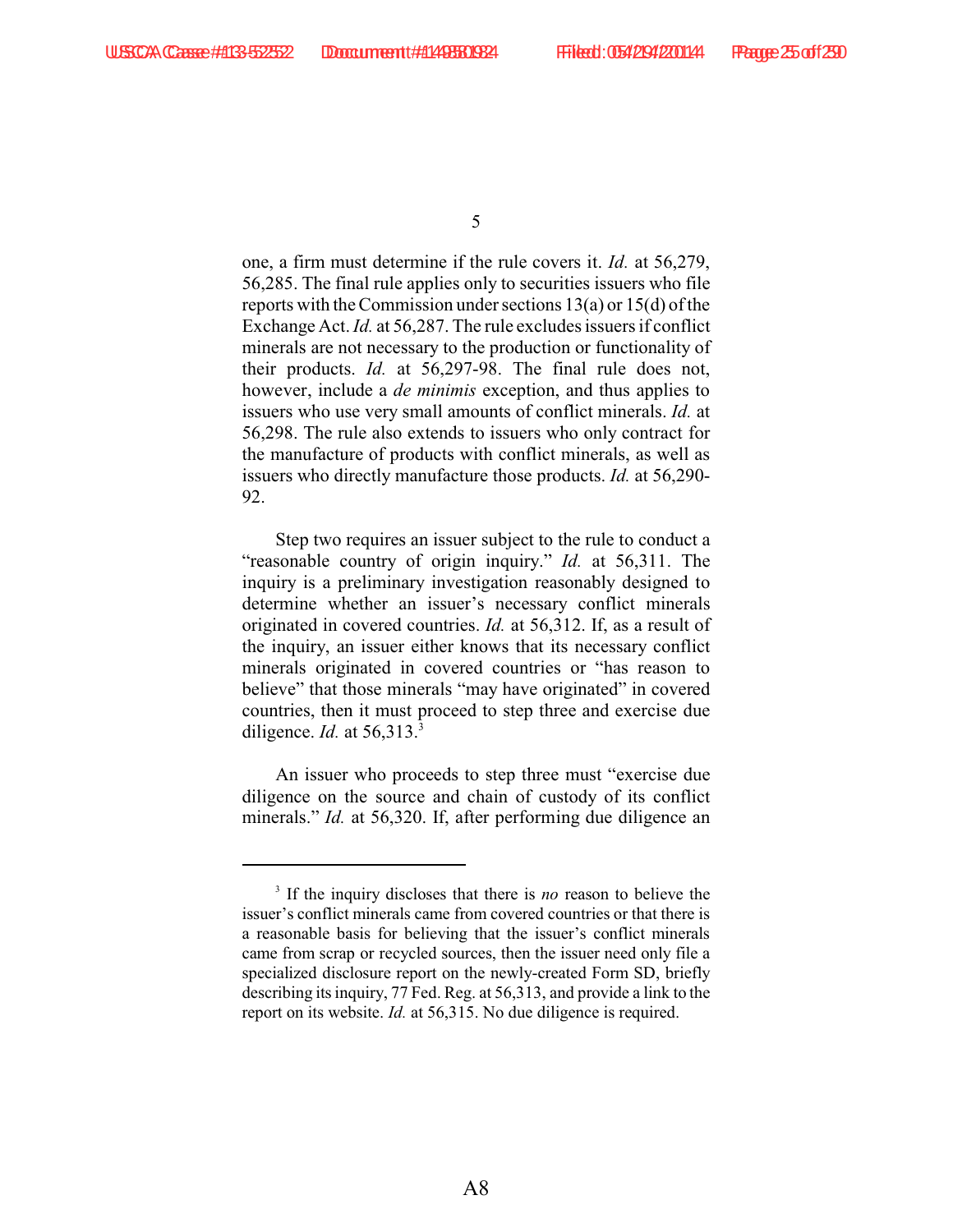one, a firm must determine if the rule covers it. *Id.* at 56,279, 56,285. The final rule applies only to securities issuers who file reports with the Commission under sections 13(a) or 15(d) of the Exchange Act. *Id.* at 56,287. The rule excludes issuers if conflict minerals are not necessary to the production or functionality of their products. *Id.* at 56,297-98. The final rule does not, however, include a *de minimis* exception, and thus applies to issuers who use very small amounts of conflict minerals. *Id.* at 56,298. The rule also extends to issuers who only contract for the manufacture of products with conflict minerals, as well as issuers who directly manufacture those products. *Id.* at 56,290-92.

Step two requires an issuer subject to the rule to conduct a "reasonable country of origin inquiry." *Id.* at 56,311. The inquiry is a preliminary investigation reasonably designed to determine whether an issuer's necessary conflict minerals originated in covered countries. *Id.* at 56,312. If, as a result of the inquiry, an issuer either knows that its necessary conflict minerals originated in covered countries or "has reason to believe" that those minerals "may have originated" in covered countries, then it must proceed to step three and exercise due diligence. *Id.* at 56,313.[3]

An issuer who proceeds to step three must "exercise due diligence on the source and chain of custody of its conflict minerals." *Id.* at 56,320. If, after performing due diligence an

[3] If the inquiry discloses that there is *no* reason to believe the issuer's conflict minerals came from covered countries or that there is a reasonable basis for believing that the issuer's conflict minerals came from scrap or recycled sources, then the issuer need only file a specialized disclosure report on the newly-created Form SD, briefly describing its inquiry, 77 Fed. Reg. at 56,313, and provide a link to the report on its website. *Id.* at 56,315. No due diligence is required.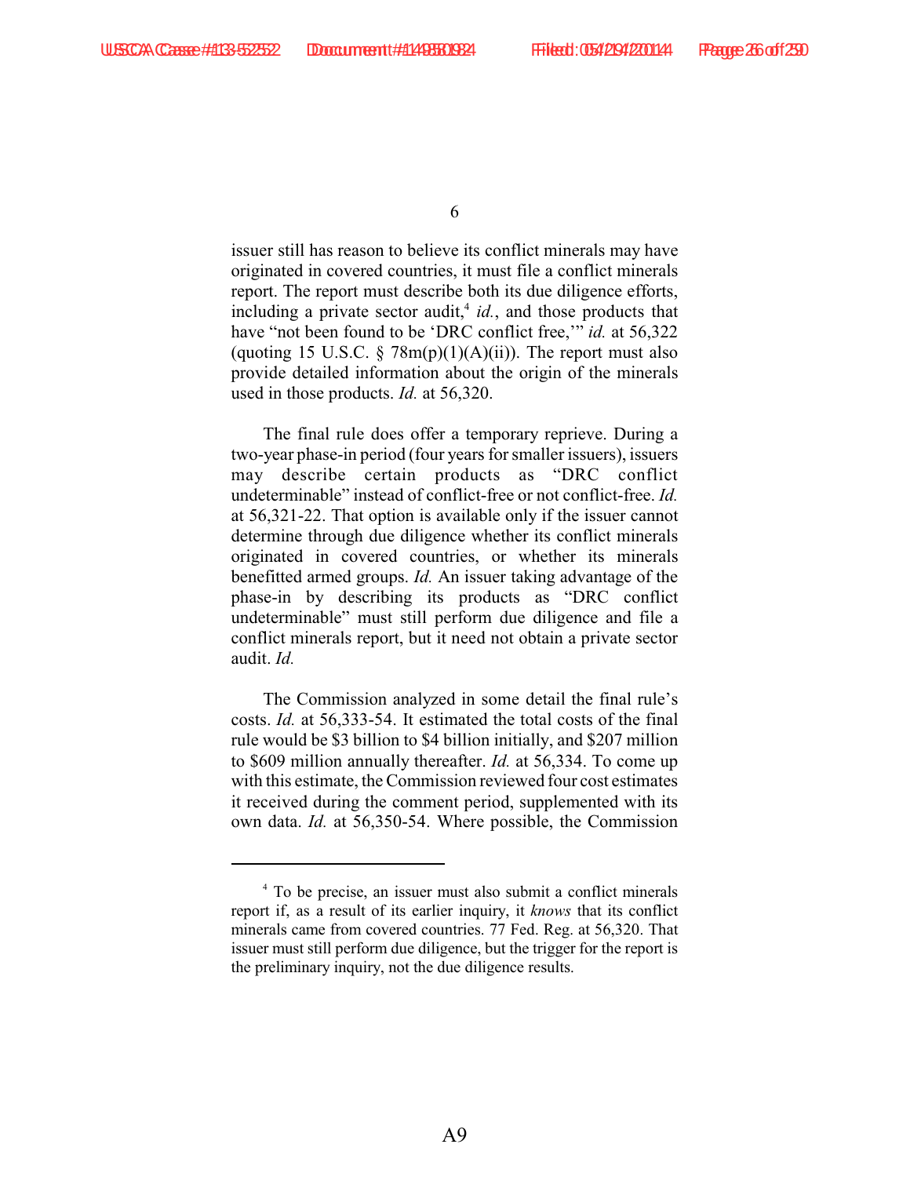issuer still has reason to believe its conflict minerals may have originated in covered countries, it must file a conflict minerals report. The report must describe both its due diligence efforts, including a private sector audit,[4] *id.*, and those products that have "not been found to be 'DRC conflict free,'" *id.* at 56,322 (quoting 15 U.S.C. § 78m(p)(1)(A)(ii)). The report must also provide detailed information about the origin of the minerals used in those products. *Id.* at 56,320.

The final rule does offer a temporary reprieve. During a two-year phase-in period (four years for smaller issuers), issuers may describe certain products as "DRC conflict undeterminable" instead of conflict-free or not conflict-free. *Id.* at 56,321-22. That option is available only if the issuer cannot determine through due diligence whether its conflict minerals originated in covered countries, or whether its minerals benefitted armed groups. *Id.* An issuer taking advantage of the phase-in by describing its products as "DRC conflict undeterminable" must still perform due diligence and file a conflict minerals report, but it need not obtain a private sector audit. *Id.*

The Commission analyzed in some detail the final rule's costs. *Id.* at 56,333-54. It estimated the total costs of the final rule would be $3 billion to $4 billion initially, and $207 million to $609 million annually thereafter. *Id.* at 56,334. To come up with this estimate, the Commission reviewed four cost estimates it received during the comment period, supplemented with its own data. *Id.* at 56,350-54. Where possible, the Commission

---

[4] To be precise, an issuer must also submit a conflict minerals report if, as a result of its earlier inquiry, it *knows* that its conflict minerals came from covered countries. 77 Fed. Reg. at 56,320. That issuer must still perform due diligence, but the trigger for the report is the preliminary inquiry, not the due diligence results.

A9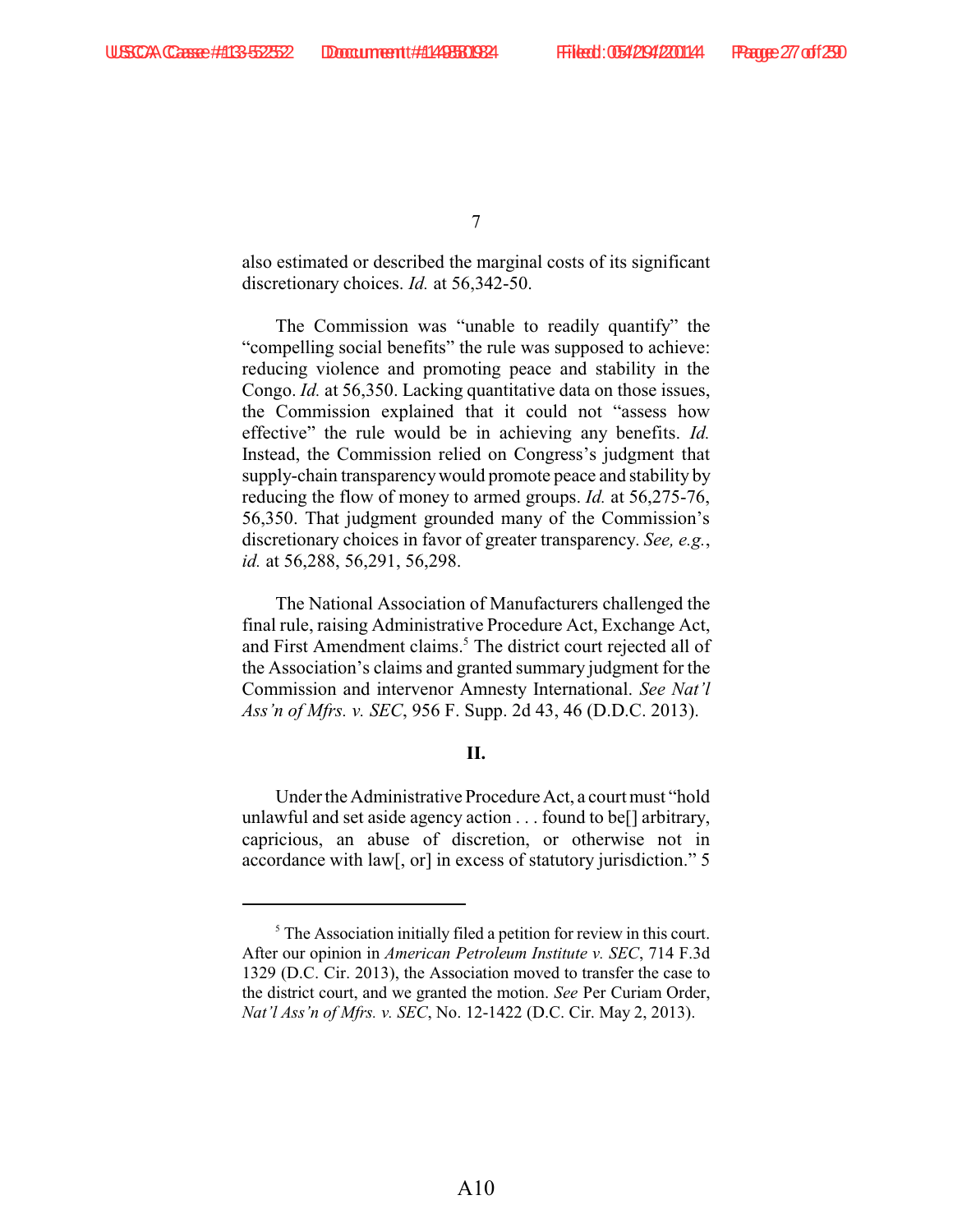also estimated or described the marginal costs of its significant discretionary choices. *Id.* at 56,342-50.

The Commission was "unable to readily quantify" the "compelling social benefits" the rule was supposed to achieve: reducing violence and promoting peace and stability in the Congo. *Id.* at 56,350. Lacking quantitative data on those issues, the Commission explained that it could not "assess how effective" the rule would be in achieving any benefits. *Id.* Instead, the Commission relied on Congress's judgment that supply-chain transparency would promote peace and stability by reducing the flow of money to armed groups. *Id.* at 56,275-76, 56,350. That judgment grounded many of the Commission's discretionary choices in favor of greater transparency. *See, e.g.*, *id.* at 56,288, 56,291, 56,298.

The National Association of Manufacturers challenged the final rule, raising Administrative Procedure Act, Exchange Act, and First Amendment claims.[5] The district court rejected all of the Association's claims and granted summary judgment for the Commission and intervenor Amnesty International. *See Nat'l Ass'n of Mfrs. v. SEC*, 956 F. Supp. 2d 43, 46 (D.D.C. 2013).

## II.

Under the Administrative Procedure Act, a court must "hold unlawful and set aside agency action . . . found to be[] arbitrary, capricious, an abuse of discretion, or otherwise not in accordance with law[, or] in excess of statutory jurisdiction." 5

---

[5] The Association initially filed a petition for review in this court. After our opinion in *American Petroleum Institute v. SEC*, 714 F.3d 1329 (D.C. Cir. 2013), the Association moved to transfer the case to the district court, and we granted the motion. *See* Per Curiam Order, *Nat'l Ass'n of Mfrs. v. SEC*, No. 12-1422 (D.C. Cir. May 2, 2013).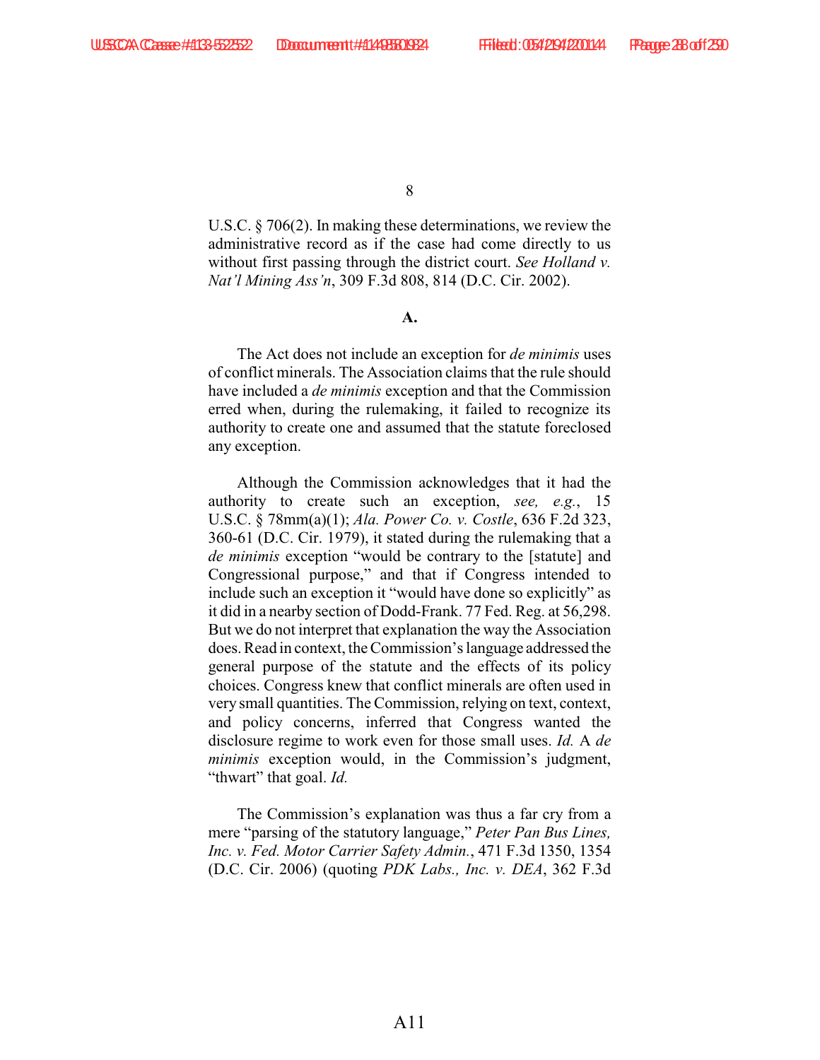U.S.C. § 706(2). In making these determinations, we review the administrative record as if the case had come directly to us without first passing through the district court. *See Holland v. Nat'l Mining Ass'n*, 309 F.3d 808, 814 (D.C. Cir. 2002).

**A.**

The Act does not include an exception for *de minimis* uses of conflict minerals. The Association claims that the rule should have included a *de minimis* exception and that the Commission erred when, during the rulemaking, it failed to recognize its authority to create one and assumed that the statute foreclosed any exception.

Although the Commission acknowledges that it had the authority to create such an exception, *see, e.g.*, 15 U.S.C. § 78mm(a)(1); *Ala. Power Co. v. Costle*, 636 F.2d 323, 360-61 (D.C. Cir. 1979), it stated during the rulemaking that a *de minimis* exception "would be contrary to the [statute] and Congressional purpose," and that if Congress intended to include such an exception it "would have done so explicitly" as it did in a nearby section of Dodd-Frank. 77 Fed. Reg. at 56,298. But we do not interpret that explanation the way the Association does. Read in context, the Commission's language addressed the general purpose of the statute and the effects of its policy choices. Congress knew that conflict minerals are often used in very small quantities. The Commission, relying on text, context, and policy concerns, inferred that Congress wanted the disclosure regime to work even for those small uses. *Id.* A *de minimis* exception would, in the Commission's judgment, "thwart" that goal. *Id.*

The Commission's explanation was thus a far cry from a mere "parsing of the statutory language," *Peter Pan Bus Lines, Inc. v. Fed. Motor Carrier Safety Admin.*, 471 F.3d 1350, 1354 (D.C. Cir. 2006) (quoting *PDK Labs., Inc. v. DEA*, 362 F.3d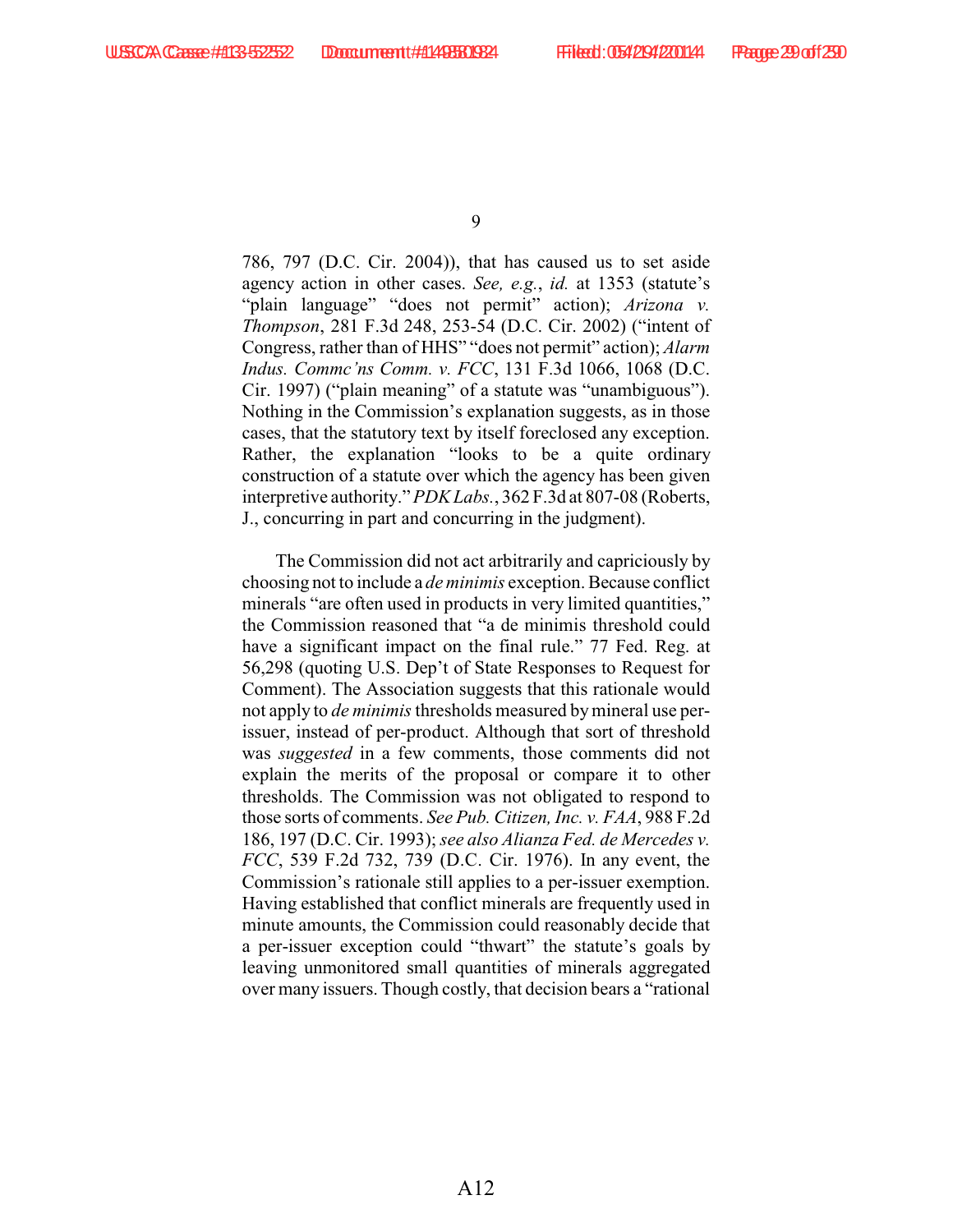786, 797 (D.C. Cir. 2004)), that has caused us to set aside agency action in other cases. *See, e.g.*, *id.* at 1353 (statute's "plain language" "does not permit" action); *Arizona v. Thompson*, 281 F.3d 248, 253-54 (D.C. Cir. 2002) ("intent of Congress, rather than of HHS" "does not permit" action); *Alarm Indus. Commc'ns Comm. v. FCC*, 131 F.3d 1066, 1068 (D.C. Cir. 1997) ("plain meaning" of a statute was "unambiguous"). Nothing in the Commission's explanation suggests, as in those cases, that the statutory text by itself foreclosed any exception. Rather, the explanation "looks to be a quite ordinary construction of a statute over which the agency has been given interpretive authority." *PDK Labs.*, 362 F.3d at 807-08 (Roberts, J., concurring in part and concurring in the judgment).

The Commission did not act arbitrarily and capriciously by choosing not to include a *de minimis* exception. Because conflict minerals "are often used in products in very limited quantities," the Commission reasoned that "a de minimis threshold could have a significant impact on the final rule." 77 Fed. Reg. at 56,298 (quoting U.S. Dep't of State Responses to Request for Comment). The Association suggests that this rationale would not apply to *de minimis* thresholds measured by mineral use per-issuer, instead of per-product. Although that sort of threshold was *suggested* in a few comments, those comments did not explain the merits of the proposal or compare it to other thresholds. The Commission was not obligated to respond to those sorts of comments. *See Pub. Citizen, Inc. v. FAA*, 988 F.2d 186, 197 (D.C. Cir. 1993); *see also Alianza Fed. de Mercedes v. FCC*, 539 F.2d 732, 739 (D.C. Cir. 1976). In any event, the Commission's rationale still applies to a per-issuer exemption. Having established that conflict minerals are frequently used in minute amounts, the Commission could reasonably decide that a per-issuer exception could "thwart" the statute's goals by leaving unmonitored small quantities of minerals aggregated over many issuers. Though costly, that decision bears a "rational

A12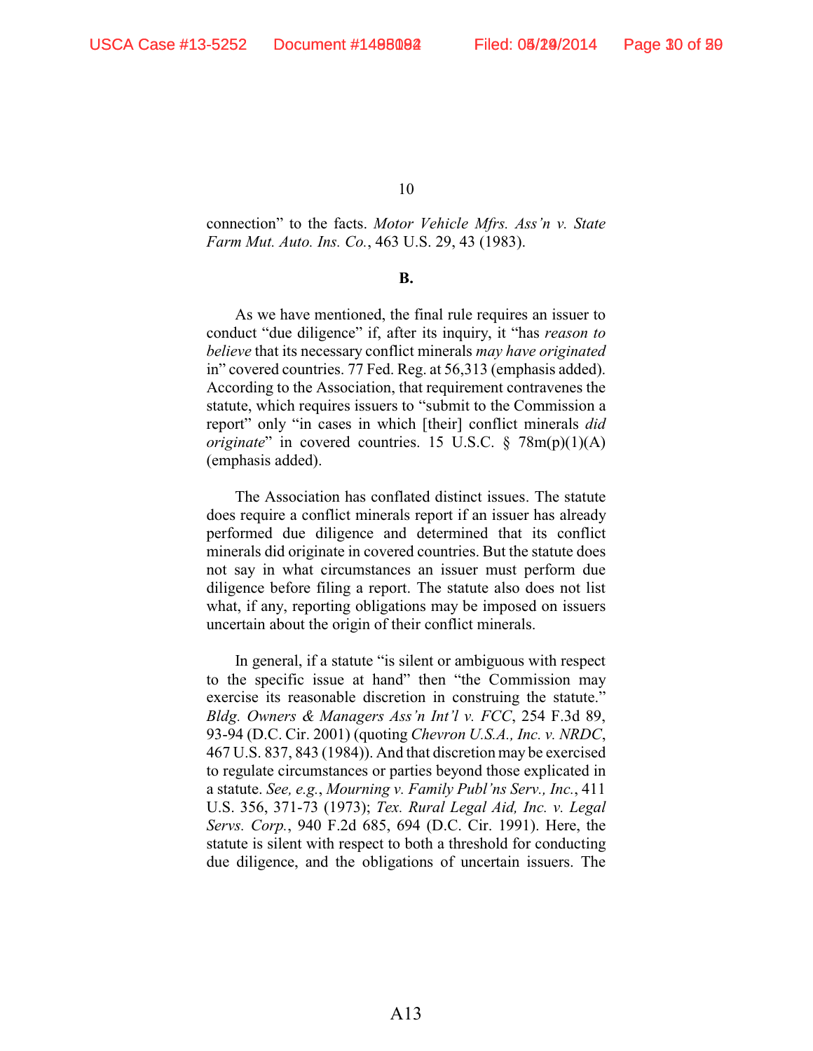connection" to the facts. *Motor Vehicle Mfrs. Ass'n v. State Farm Mut. Auto. Ins. Co.*, 463 U.S. 29, 43 (1983).

**B.**

As we have mentioned, the final rule requires an issuer to conduct "due diligence" if, after its inquiry, it "has *reason to believe* that its necessary conflict minerals *may have originated* in" covered countries. 77 Fed. Reg. at 56,313 (emphasis added). According to the Association, that requirement contravenes the statute, which requires issuers to "submit to the Commission a report" only "in cases in which [their] conflict minerals *did originate*" in covered countries. 15 U.S.C. § 78m(p)(1)(A) (emphasis added).

The Association has conflated distinct issues. The statute does require a conflict minerals report if an issuer has already performed due diligence and determined that its conflict minerals did originate in covered countries. But the statute does not say in what circumstances an issuer must perform due diligence before filing a report. The statute also does not list what, if any, reporting obligations may be imposed on issuers uncertain about the origin of their conflict minerals.

In general, if a statute "is silent or ambiguous with respect to the specific issue at hand" then "the Commission may exercise its reasonable discretion in construing the statute." *Bldg. Owners & Managers Ass'n Int'l v. FCC*, 254 F.3d 89, 93-94 (D.C. Cir. 2001) (quoting *Chevron U.S.A., Inc. v. NRDC*, 467 U.S. 837, 843 (1984)). And that discretion may be exercised to regulate circumstances or parties beyond those explicated in a statute. *See, e.g.*, *Mourning v. Family Publ'ns Serv., Inc.*, 411 U.S. 356, 371-73 (1973); *Tex. Rural Legal Aid, Inc. v. Legal Servs. Corp.*, 940 F.2d 685, 694 (D.C. Cir. 1991). Here, the statute is silent with respect to both a threshold for conducting due diligence, and the obligations of uncertain issuers. The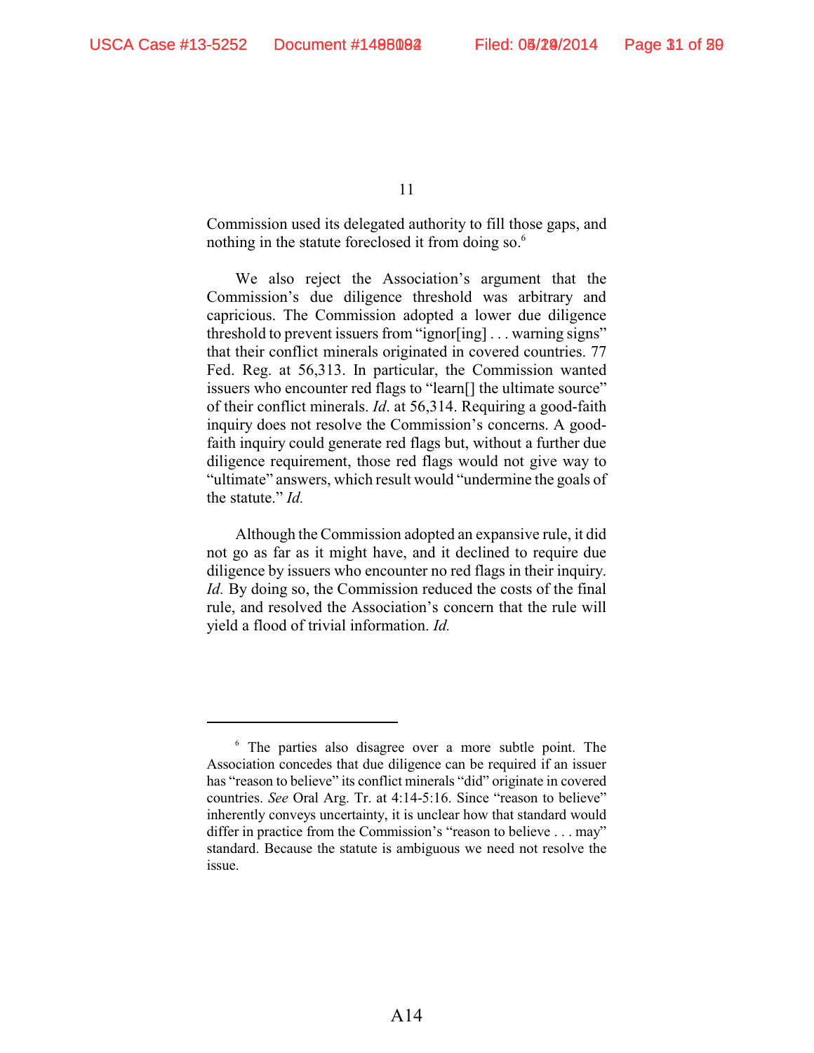Commission used its delegated authority to fill those gaps, and nothing in the statute foreclosed it from doing so.[6]

We also reject the Association's argument that the Commission's due diligence threshold was arbitrary and capricious. The Commission adopted a lower due diligence threshold to prevent issuers from "ignor[ing] . . . warning signs" that their conflict minerals originated in covered countries. 77 Fed. Reg. at 56,313. In particular, the Commission wanted issuers who encounter red flags to "learn[] the ultimate source" of their conflict minerals. *Id*. at 56,314. Requiring a good-faith inquiry does not resolve the Commission's concerns. A good-faith inquiry could generate red flags but, without a further due diligence requirement, those red flags would not give way to "ultimate" answers, which result would "undermine the goals of the statute." *Id.*

Although the Commission adopted an expansive rule, it did not go as far as it might have, and it declined to require due diligence by issuers who encounter no red flags in their inquiry. *Id.* By doing so, the Commission reduced the costs of the final rule, and resolved the Association's concern that the rule will yield a flood of trivial information. *Id.*

---

[6] The parties also disagree over a more subtle point. The Association concedes that due diligence can be required if an issuer has "reason to believe" its conflict minerals "did" originate in covered countries. *See* Oral Arg. Tr. at 4:14-5:16. Since "reason to believe" inherently conveys uncertainty, it is unclear how that standard would differ in practice from the Commission's "reason to believe . . . may" standard. Because the statute is ambiguous we need not resolve the issue.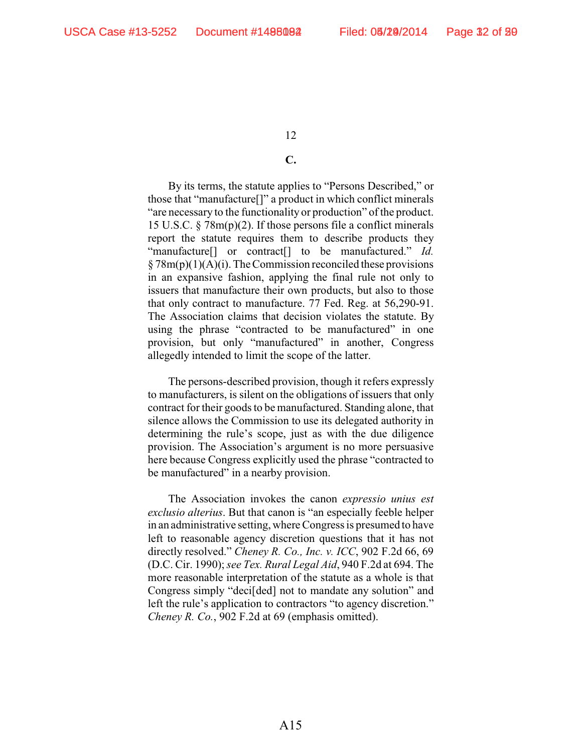### C.

By its terms, the statute applies to "Persons Described," or those that "manufacture[]" a product in which conflict minerals "are necessary to the functionality or production" of the product. 15 U.S.C. § 78m(p)(2). If those persons file a conflict minerals report the statute requires them to describe products they "manufacture[] or contract[] to be manufactured." *Id.* § 78m(p)(1)(A)(i). The Commission reconciled these provisions in an expansive fashion, applying the final rule not only to issuers that manufacture their own products, but also to those that only contract to manufacture. 77 Fed. Reg. at 56,290-91. The Association claims that decision violates the statute. By using the phrase "contracted to be manufactured" in one provision, but only "manufactured" in another, Congress allegedly intended to limit the scope of the latter.

The persons-described provision, though it refers expressly to manufacturers, is silent on the obligations of issuers that only contract for their goods to be manufactured. Standing alone, that silence allows the Commission to use its delegated authority in determining the rule's scope, just as with the due diligence provision. The Association's argument is no more persuasive here because Congress explicitly used the phrase "contracted to be manufactured" in a nearby provision.

The Association invokes the canon *expressio unius est exclusio alterius*. But that canon is "an especially feeble helper in an administrative setting, where Congress is presumed to have left to reasonable agency discretion questions that it has not directly resolved." *Cheney R. Co., Inc. v. ICC*, 902 F.2d 66, 69 (D.C. Cir. 1990); *see Tex. Rural Legal Aid*, 940 F.2d at 694. The more reasonable interpretation of the statute as a whole is that Congress simply "deci[ded] not to mandate any solution" and left the rule's application to contractors "to agency discretion." *Cheney R. Co.*, 902 F.2d at 69 (emphasis omitted).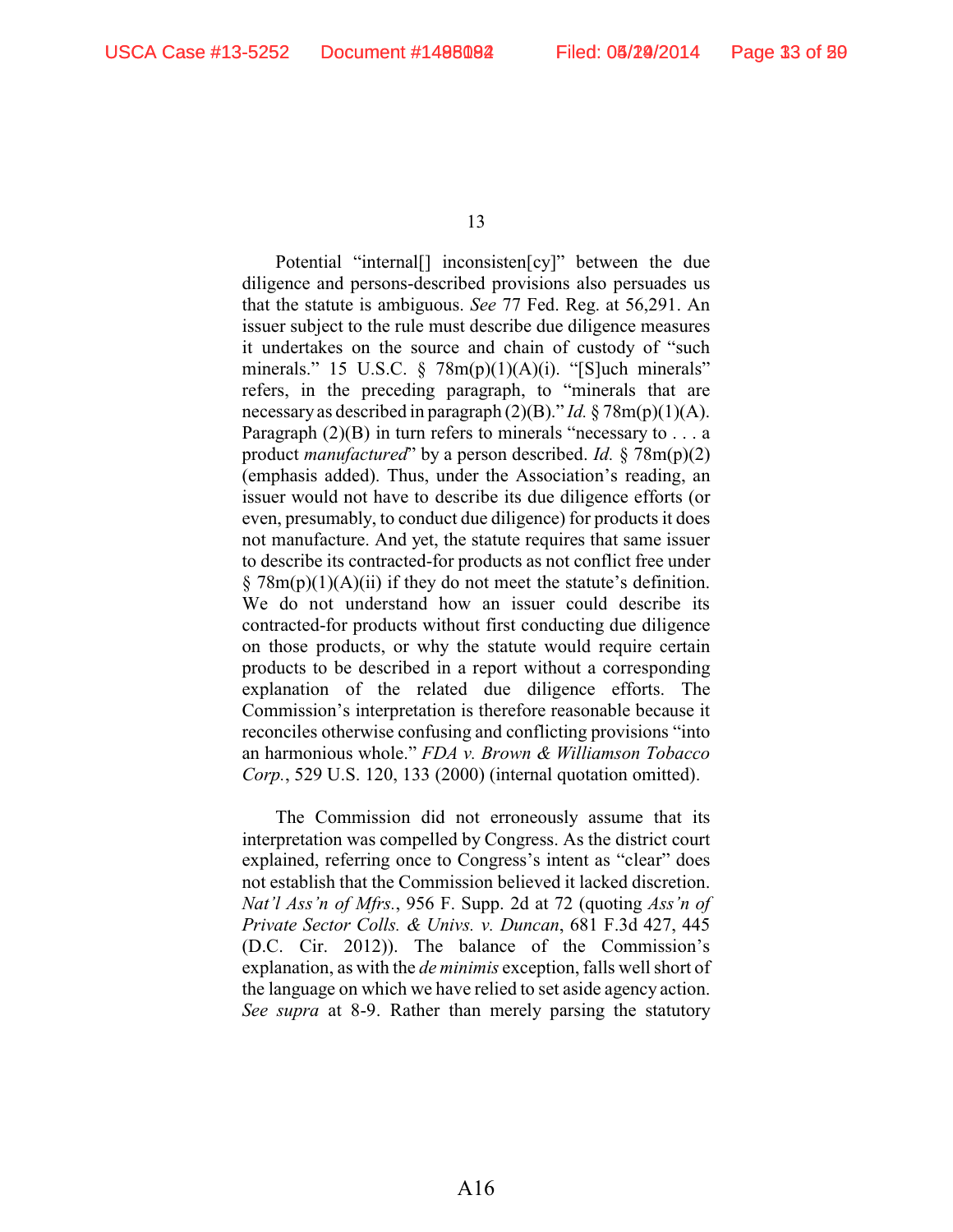Potential "internal[] inconsisten[cy]" between the due diligence and persons-described provisions also persuades us that the statute is ambiguous. *See* 77 Fed. Reg. at 56,291. An issuer subject to the rule must describe due diligence measures it undertakes on the source and chain of custody of "such minerals." 15 U.S.C. § 78m(p)(1)(A)(i). "[S]uch minerals" refers, in the preceding paragraph, to "minerals that are necessary as described in paragraph (2)(B)." *Id.* § 78m(p)(1)(A). Paragraph (2)(B) in turn refers to minerals "necessary to . . . a product *manufactured*" by a person described. *Id.* § 78m(p)(2) (emphasis added). Thus, under the Association's reading, an issuer would not have to describe its due diligence efforts (or even, presumably, to conduct due diligence) for products it does not manufacture. And yet, the statute requires that same issuer to describe its contracted-for products as not conflict free under § 78m(p)(1)(A)(ii) if they do not meet the statute's definition. We do not understand how an issuer could describe its contracted-for products without first conducting due diligence on those products, or why the statute would require certain products to be described in a report without a corresponding explanation of the related due diligence efforts. The Commission's interpretation is therefore reasonable because it reconciles otherwise confusing and conflicting provisions "into an harmonious whole." *FDA v. Brown & Williamson Tobacco Corp.*, 529 U.S. 120, 133 (2000) (internal quotation omitted).

The Commission did not erroneously assume that its interpretation was compelled by Congress. As the district court explained, referring once to Congress's intent as "clear" does not establish that the Commission believed it lacked discretion. *Nat'l Ass'n of Mfrs.*, 956 F. Supp. 2d at 72 (quoting *Ass'n of Private Sector Colls. & Univs. v. Duncan*, 681 F.3d 427, 445 (D.C. Cir. 2012)). The balance of the Commission's explanation, as with the *de minimis* exception, falls well short of the language on which we have relied to set aside agency action. *See supra* at 8-9. Rather than merely parsing the statutory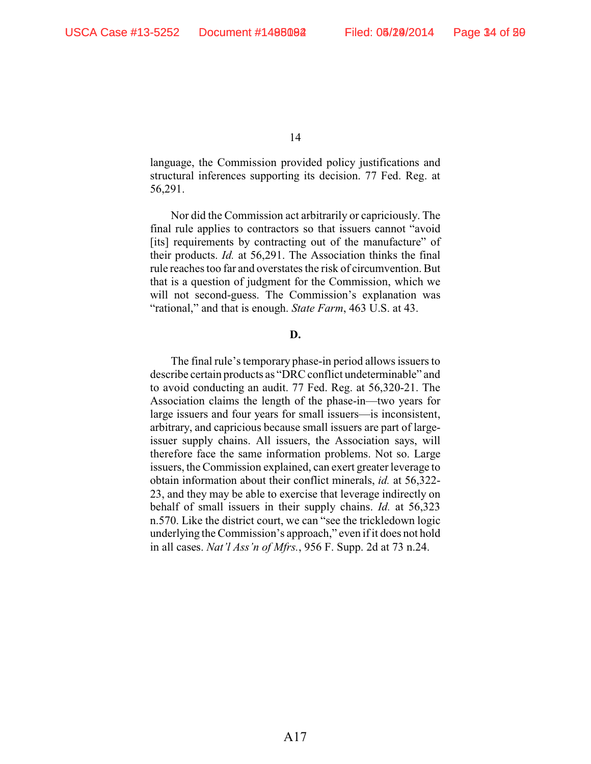language, the Commission provided policy justifications and structural inferences supporting its decision. 77 Fed. Reg. at 56,291.

Nor did the Commission act arbitrarily or capriciously. The final rule applies to contractors so that issuers cannot "avoid [its] requirements by contracting out of the manufacture" of their products. *Id.* at 56,291. The Association thinks the final rule reaches too far and overstates the risk of circumvention. But that is a question of judgment for the Commission, which we will not second-guess. The Commission's explanation was "rational," and that is enough. *State Farm*, 463 U.S. at 43.

**D.**

The final rule's temporary phase-in period allows issuers to describe certain products as "DRC conflict undeterminable" and to avoid conducting an audit. 77 Fed. Reg. at 56,320-21. The Association claims the length of the phase-in—two years for large issuers and four years for small issuers—is inconsistent, arbitrary, and capricious because small issuers are part of large-issuer supply chains. All issuers, the Association says, will therefore face the same information problems. Not so. Large issuers, the Commission explained, can exert greater leverage to obtain information about their conflict minerals, *id.* at 56,322-23, and they may be able to exercise that leverage indirectly on behalf of small issuers in their supply chains. *Id.* at 56,323 n.570. Like the district court, we can "see the trickledown logic underlying the Commission's approach," even if it does not hold in all cases. *Nat'l Ass'n of Mfrs.*, 956 F. Supp. 2d at 73 n.24.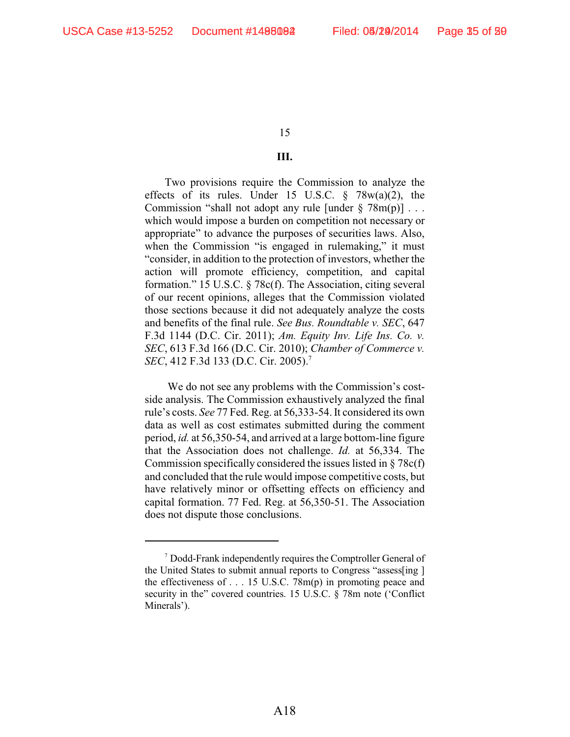### III.

Two provisions require the Commission to analyze the effects of its rules. Under 15 U.S.C. § 78w(a)(2), the Commission "shall not adopt any rule [under § 78m(p)] . . . which would impose a burden on competition not necessary or appropriate" to advance the purposes of securities laws. Also, when the Commission "is engaged in rulemaking," it must "consider, in addition to the protection of investors, whether the action will promote efficiency, competition, and capital formation." 15 U.S.C. § 78c(f). The Association, citing several of our recent opinions, alleges that the Commission violated those sections because it did not adequately analyze the costs and benefits of the final rule. *See Bus. Roundtable v. SEC*, 647 F.3d 1144 (D.C. Cir. 2011); *Am. Equity Inv. Life Ins. Co. v. SEC*, 613 F.3d 166 (D.C. Cir. 2010); *Chamber of Commerce v. SEC*, 412 F.3d 133 (D.C. Cir. 2005).[7]

We do not see any problems with the Commission's cost-side analysis. The Commission exhaustively analyzed the final rule's costs. *See* 77 Fed. Reg. at 56,333-54. It considered its own data as well as cost estimates submitted during the comment period, *id.* at 56,350-54, and arrived at a large bottom-line figure that the Association does not challenge. *Id.* at 56,334. The Commission specifically considered the issues listed in § 78c(f) and concluded that the rule would impose competitive costs, but have relatively minor or offsetting effects on efficiency and capital formation. 77 Fed. Reg. at 56,350-51. The Association does not dispute those conclusions.

---

[7] Dodd-Frank independently requires the Comptroller General of the United States to submit annual reports to Congress "assess[ing ] the effectiveness of . . . 15 U.S.C. 78m(p) in promoting peace and security in the" covered countries. 15 U.S.C. § 78m note ('Conflict Minerals').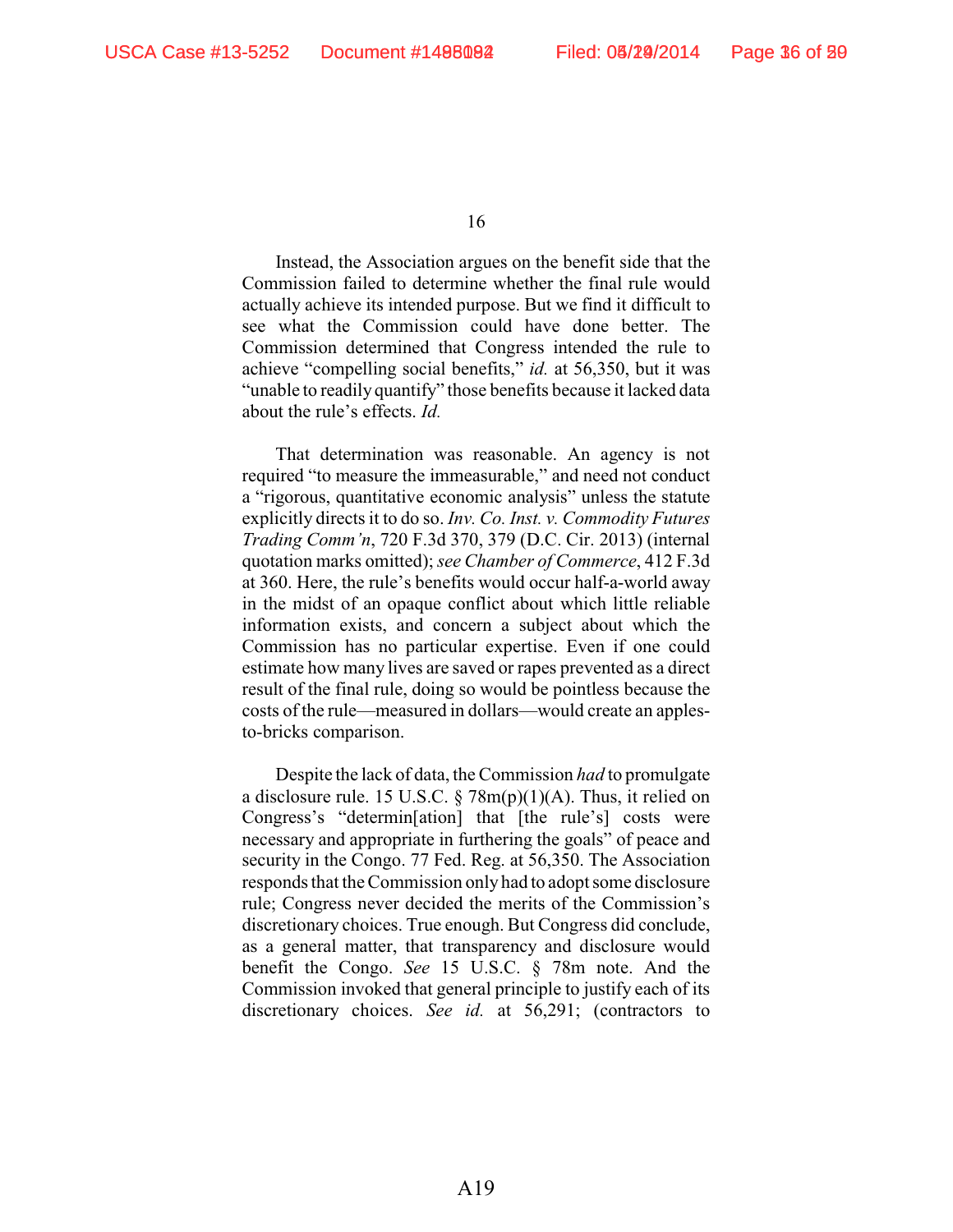Instead, the Association argues on the benefit side that the Commission failed to determine whether the final rule would actually achieve its intended purpose. But we find it difficult to see what the Commission could have done better. The Commission determined that Congress intended the rule to achieve "compelling social benefits," *id.* at 56,350, but it was "unable to readily quantify" those benefits because it lacked data about the rule's effects. *Id.*

That determination was reasonable. An agency is not required "to measure the immeasurable," and need not conduct a "rigorous, quantitative economic analysis" unless the statute explicitly directs it to do so. *Inv. Co. Inst. v. Commodity Futures Trading Comm'n*, 720 F.3d 370, 379 (D.C. Cir. 2013) (internal quotation marks omitted); *see Chamber of Commerce*, 412 F.3d at 360. Here, the rule's benefits would occur half-a-world away in the midst of an opaque conflict about which little reliable information exists, and concern a subject about which the Commission has no particular expertise. Even if one could estimate how many lives are saved or rapes prevented as a direct result of the final rule, doing so would be pointless because the costs of the rule—measured in dollars—would create an apples-to-bricks comparison.

Despite the lack of data, the Commission *had* to promulgate a disclosure rule. 15 U.S.C. § 78m(p)(1)(A). Thus, it relied on Congress's "determin[ation] that [the rule's] costs were necessary and appropriate in furthering the goals" of peace and security in the Congo. 77 Fed. Reg. at 56,350. The Association responds that the Commission only had to adopt some disclosure rule; Congress never decided the merits of the Commission's discretionary choices. True enough. But Congress did conclude, as a general matter, that transparency and disclosure would benefit the Congo. *See* 15 U.S.C. § 78m note. And the Commission invoked that general principle to justify each of its discretionary choices. *See id.* at 56,291; (contractors to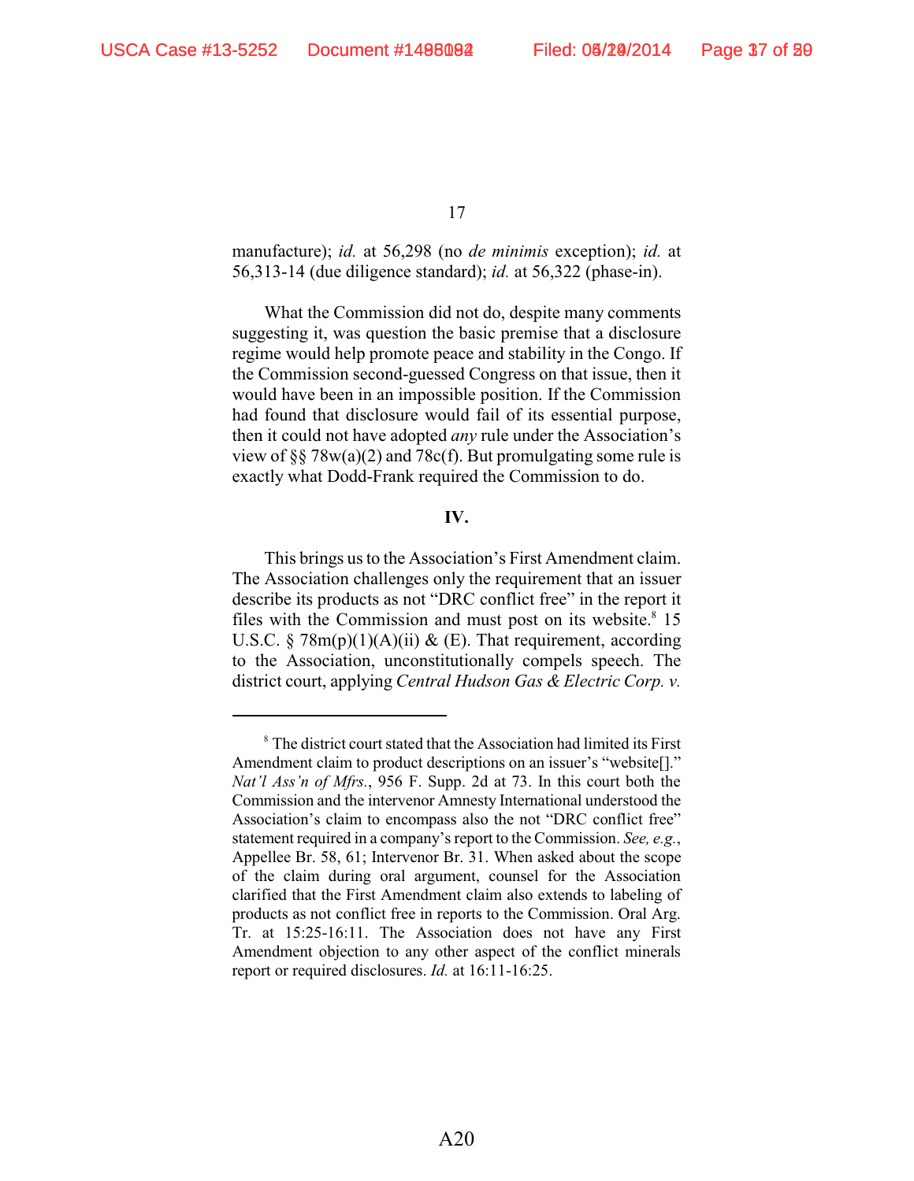manufacture); *id.* at 56,298 (no *de minimis* exception); *id.* at 56,313-14 (due diligence standard); *id.* at 56,322 (phase-in).

What the Commission did not do, despite many comments suggesting it, was question the basic premise that a disclosure regime would help promote peace and stability in the Congo. If the Commission second-guessed Congress on that issue, then it would have been in an impossible position. If the Commission had found that disclosure would fail of its essential purpose, then it could not have adopted *any* rule under the Association's view of §§ 78w(a)(2) and 78c(f). But promulgating some rule is exactly what Dodd-Frank required the Commission to do.

## IV.

This brings us to the Association's First Amendment claim. The Association challenges only the requirement that an issuer describe its products as not "DRC conflict free" in the report it files with the Commission and must post on its website.[8] 15 U.S.C. § 78m(p)(1)(A)(ii) & (E). That requirement, according to the Association, unconstitutionally compels speech. The district court, applying *Central Hudson Gas & Electric Corp. v.*

---

[8] The district court stated that the Association had limited its First Amendment claim to product descriptions on an issuer's "website[]." *Nat'l Ass'n of Mfrs.*, 956 F. Supp. 2d at 73. In this court both the Commission and the intervenor Amnesty International understood the Association's claim to encompass also the not "DRC conflict free" statement required in a company's report to the Commission. *See, e.g.*, Appellee Br. 58, 61; Intervenor Br. 31. When asked about the scope of the claim during oral argument, counsel for the Association clarified that the First Amendment claim also extends to labeling of products as not conflict free in reports to the Commission. Oral Arg. Tr. at 15:25-16:11. The Association does not have any First Amendment objection to any other aspect of the conflict minerals report or required disclosures. *Id.* at 16:11-16:25.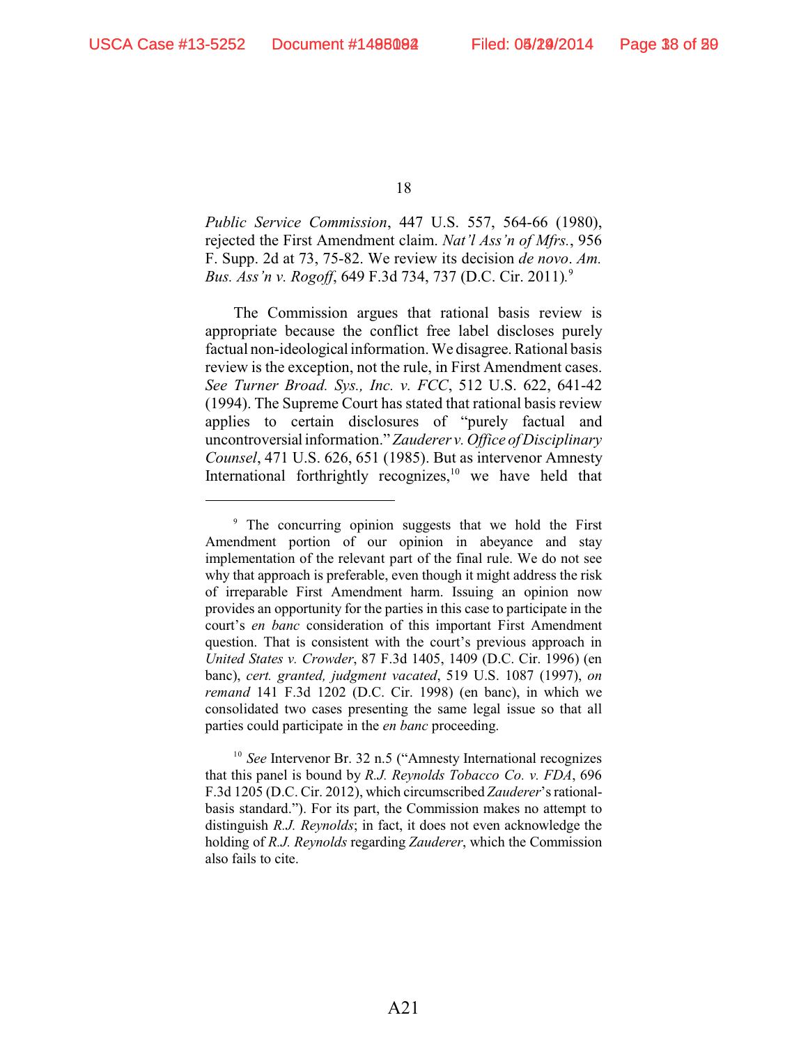*Public Service Commission*, 447 U.S. 557, 564-66 (1980), rejected the First Amendment claim. *Nat'l Ass'n of Mfrs.*, 956 F. Supp. 2d at 73, 75-82. We review its decision *de novo*. *Am. Bus. Ass'n v. Rogoff*, 649 F.3d 734, 737 (D.C. Cir. 2011).[9]

The Commission argues that rational basis review is appropriate because the conflict free label discloses purely factual non-ideological information. We disagree. Rational basis review is the exception, not the rule, in First Amendment cases. *See Turner Broad. Sys., Inc. v. FCC*, 512 U.S. 622, 641-42 (1994). The Supreme Court has stated that rational basis review applies to certain disclosures of "purely factual and uncontroversial information." *Zauderer v. Office of Disciplinary Counsel*, 471 U.S. 626, 651 (1985). But as intervenor Amnesty International forthrightly recognizes,[10] we have held that

---

[9] The concurring opinion suggests that we hold the First Amendment portion of our opinion in abeyance and stay implementation of the relevant part of the final rule. We do not see why that approach is preferable, even though it might address the risk of irreparable First Amendment harm. Issuing an opinion now provides an opportunity for the parties in this case to participate in the court's *en banc* consideration of this important First Amendment question. That is consistent with the court's previous approach in *United States v. Crowder*, 87 F.3d 1405, 1409 (D.C. Cir. 1996) (en banc), *cert. granted, judgment vacated*, 519 U.S. 1087 (1997), *on remand* 141 F.3d 1202 (D.C. Cir. 1998) (en banc), in which we consolidated two cases presenting the same legal issue so that all parties could participate in the *en banc* proceeding.

[10] *See* Intervenor Br. 32 n.5 ("Amnesty International recognizes that this panel is bound by *R.J. Reynolds Tobacco Co. v. FDA*, 696 F.3d 1205 (D.C. Cir. 2012), which circumscribed *Zauderer*'s rational-basis standard."). For its part, the Commission makes no attempt to distinguish *R.J. Reynolds*; in fact, it does not even acknowledge the holding of *R.J. Reynolds* regarding *Zauderer*, which the Commission also fails to cite.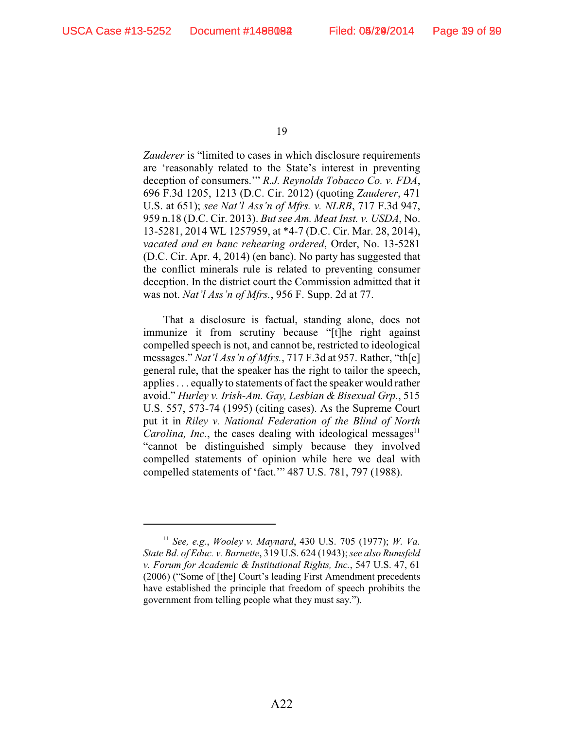*Zauderer* is "limited to cases in which disclosure requirements are 'reasonably related to the State's interest in preventing deception of consumers.'" *R.J. Reynolds Tobacco Co. v. FDA*, 696 F.3d 1205, 1213 (D.C. Cir. 2012) (quoting *Zauderer*, 471 U.S. at 651); *see Nat'l Ass'n of Mfrs. v. NLRB*, 717 F.3d 947, 959 n.18 (D.C. Cir. 2013). *But see Am. Meat Inst. v. USDA*, No. 13-5281, 2014 WL 1257959, at *4-7 (D.C. Cir. Mar. 28, 2014), *vacated and en banc rehearing ordered*, Order, No. 13-5281 (D.C. Cir. Apr. 4, 2014) (en banc). No party has suggested that the conflict minerals rule is related to preventing consumer deception. In the district court the Commission admitted that it was not. *Nat'l Ass'n of Mfrs.*, 956 F. Supp. 2d at 77.

That a disclosure is factual, standing alone, does not immunize it from scrutiny because "[t]he right against compelled speech is not, and cannot be, restricted to ideological messages." *Nat'l Ass'n of Mfrs.*, 717 F.3d at 957. Rather, "th[e] general rule, that the speaker has the right to tailor the speech, applies . . . equally to statements of fact the speaker would rather avoid." *Hurley v. Irish-Am. Gay, Lesbian & Bisexual Grp.*, 515 U.S. 557, 573-74 (1995) (citing cases). As the Supreme Court put it in *Riley v. National Federation of the Blind of North Carolina, Inc.*, the cases dealing with ideological messages[11] "cannot be distinguished simply because they involved compelled statements of opinion while here we deal with compelled statements of 'fact.'" 487 U.S. 781, 797 (1988).

---

[11] *See, e.g.*, *Wooley v. Maynard*, 430 U.S. 705 (1977); *W. Va. State Bd. of Educ. v. Barnette*, 319 U.S. 624 (1943); *see also Rumsfeld v. Forum for Academic & Institutional Rights, Inc.*, 547 U.S. 47, 61 (2006) ("Some of [the] Court's leading First Amendment precedents have established the principle that freedom of speech prohibits the government from telling people what they must say.").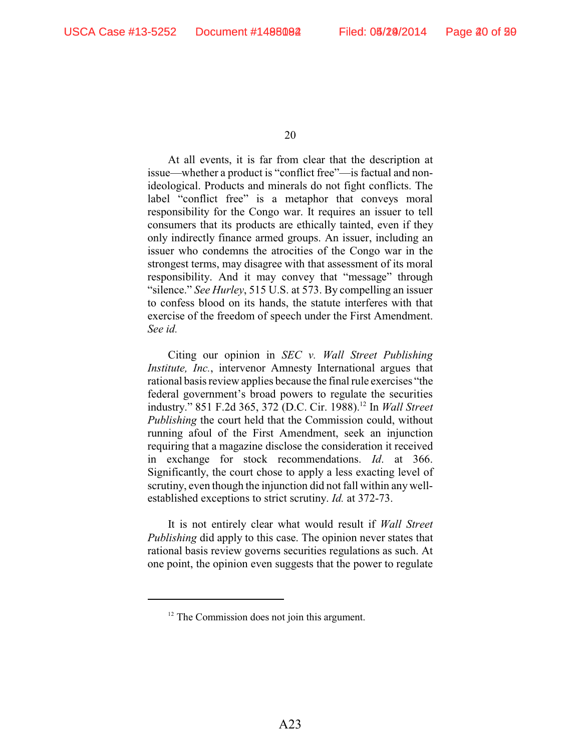At all events, it is far from clear that the description at issue—whether a product is "conflict free"—is factual and non-ideological. Products and minerals do not fight conflicts. The label "conflict free" is a metaphor that conveys moral responsibility for the Congo war. It requires an issuer to tell consumers that its products are ethically tainted, even if they only indirectly finance armed groups. An issuer, including an issuer who condemns the atrocities of the Congo war in the strongest terms, may disagree with that assessment of its moral responsibility. And it may convey that "message" through "silence." *See Hurley*, 515 U.S. at 573. By compelling an issuer to confess blood on its hands, the statute interferes with that exercise of the freedom of speech under the First Amendment. *See id.*

Citing our opinion in *SEC v. Wall Street Publishing Institute, Inc.*, intervenor Amnesty International argues that rational basis review applies because the final rule exercises "the federal government's broad powers to regulate the securities industry." 851 F.2d 365, 372 (D.C. Cir. 1988).[12] In *Wall Street Publishing* the court held that the Commission could, without running afoul of the First Amendment, seek an injunction requiring that a magazine disclose the consideration it received in exchange for stock recommendations. *Id.* at 366. Significantly, the court chose to apply a less exacting level of scrutiny, even though the injunction did not fall within any well-established exceptions to strict scrutiny. *Id.* at 372-73.

It is not entirely clear what would result if *Wall Street Publishing* did apply to this case. The opinion never states that rational basis review governs securities regulations as such. At one point, the opinion even suggests that the power to regulate

---

[12] The Commission does not join this argument.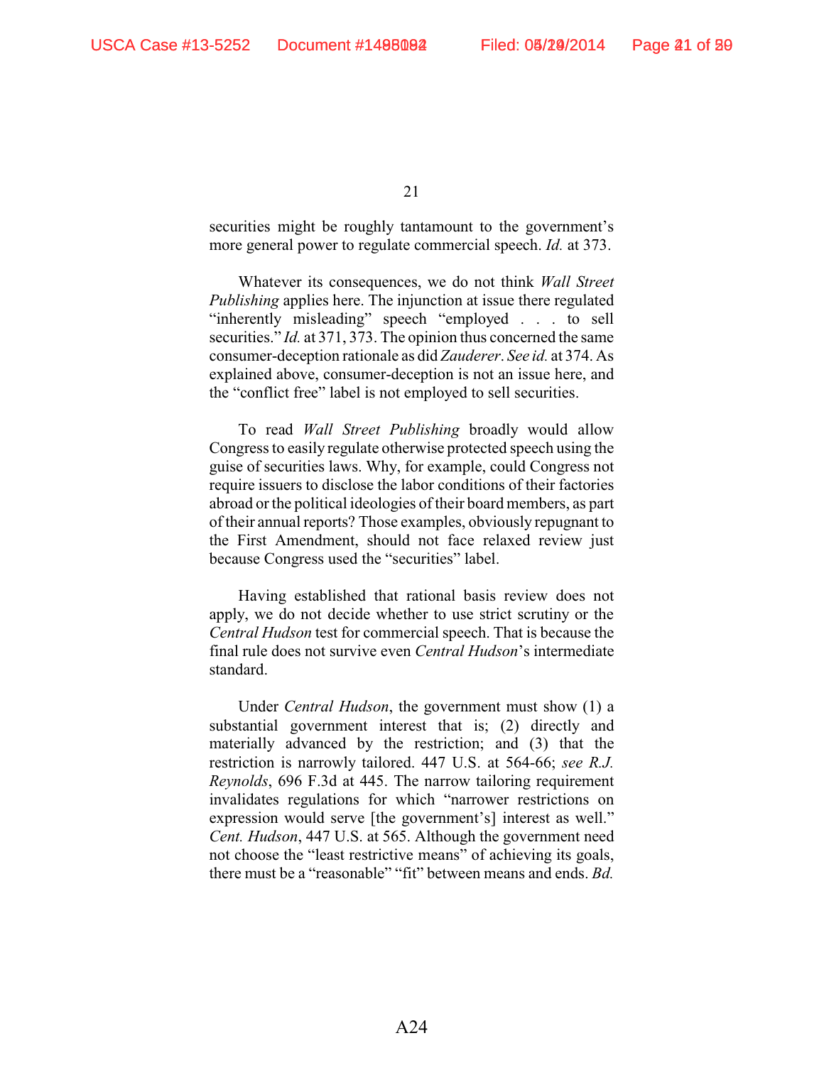securities might be roughly tantamount to the government's more general power to regulate commercial speech. *Id.* at 373.

Whatever its consequences, we do not think *Wall Street Publishing* applies here. The injunction at issue there regulated "inherently misleading" speech "employed . . . to sell securities." *Id.* at 371, 373. The opinion thus concerned the same consumer-deception rationale as did *Zauderer*. *See id.* at 374. As explained above, consumer-deception is not an issue here, and the "conflict free" label is not employed to sell securities.

To read *Wall Street Publishing* broadly would allow Congress to easily regulate otherwise protected speech using the guise of securities laws. Why, for example, could Congress not require issuers to disclose the labor conditions of their factories abroad or the political ideologies of their board members, as part of their annual reports? Those examples, obviously repugnant to the First Amendment, should not face relaxed review just because Congress used the "securities" label.

Having established that rational basis review does not apply, we do not decide whether to use strict scrutiny or the *Central Hudson* test for commercial speech. That is because the final rule does not survive even *Central Hudson*'s intermediate standard.

Under *Central Hudson*, the government must show (1) a substantial government interest that is; (2) directly and materially advanced by the restriction; and (3) that the restriction is narrowly tailored. 447 U.S. at 564-66; *see R.J. Reynolds*, 696 F.3d at 445. The narrow tailoring requirement invalidates regulations for which "narrower restrictions on expression would serve [the government's] interest as well." *Cent. Hudson*, 447 U.S. at 565. Although the government need not choose the "least restrictive means" of achieving its goals, there must be a "reasonable" "fit" between means and ends. *Bd.*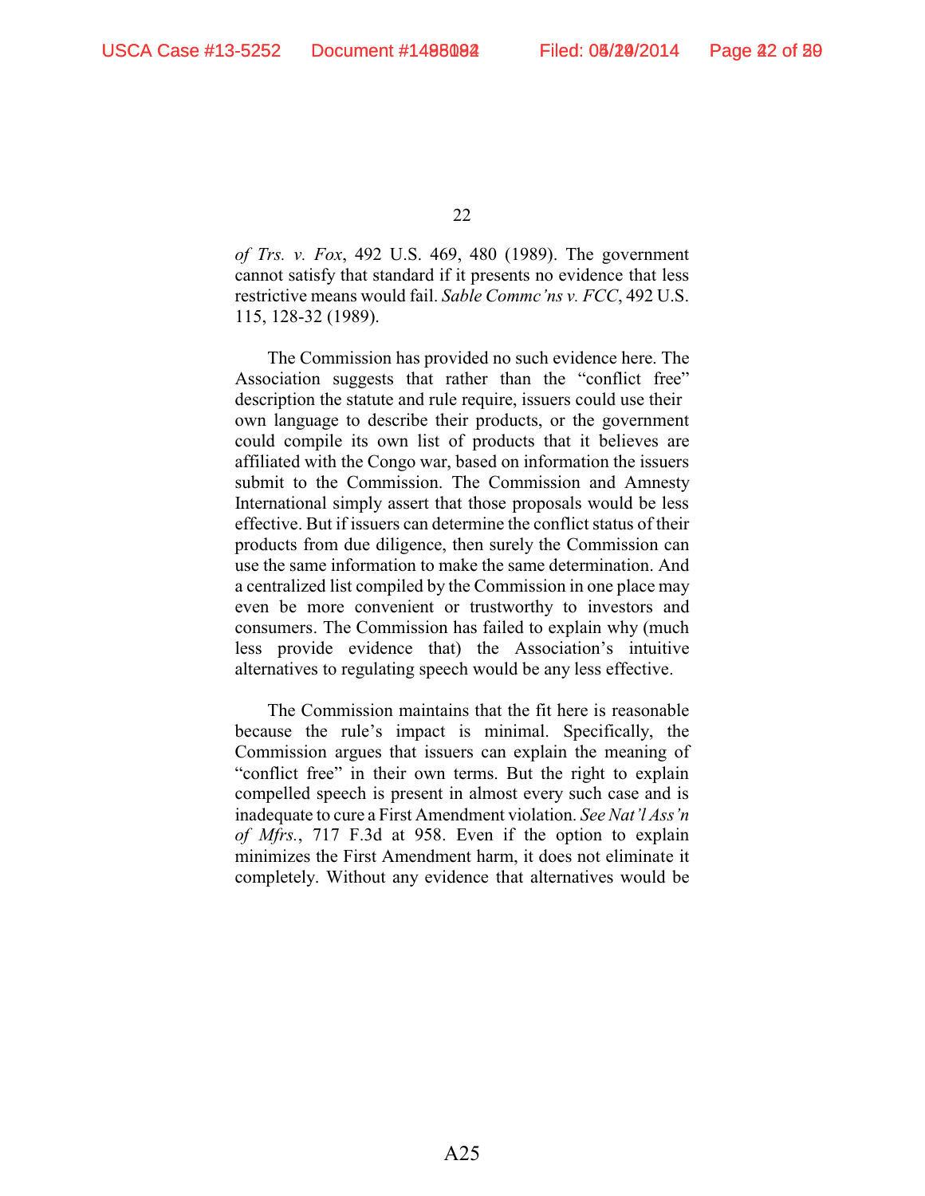*of Trs. v. Fox*, 492 U.S. 469, 480 (1989). The government cannot satisfy that standard if it presents no evidence that less restrictive means would fail. *Sable Commc'ns v. FCC*, 492 U.S. 115, 128-32 (1989).

The Commission has provided no such evidence here. The Association suggests that rather than the "conflict free" description the statute and rule require, issuers could use their own language to describe their products, or the government could compile its own list of products that it believes are affiliated with the Congo war, based on information the issuers submit to the Commission. The Commission and Amnesty International simply assert that those proposals would be less effective. But if issuers can determine the conflict status of their products from due diligence, then surely the Commission can use the same information to make the same determination. And a centralized list compiled by the Commission in one place may even be more convenient or trustworthy to investors and consumers. The Commission has failed to explain why (much less provide evidence that) the Association's intuitive alternatives to regulating speech would be any less effective.

The Commission maintains that the fit here is reasonable because the rule's impact is minimal. Specifically, the Commission argues that issuers can explain the meaning of "conflict free" in their own terms. But the right to explain compelled speech is present in almost every such case and is inadequate to cure a First Amendment violation. *See Nat'l Ass'n of Mfrs.*, 717 F.3d at 958. Even if the option to explain minimizes the First Amendment harm, it does not eliminate it completely. Without any evidence that alternatives would be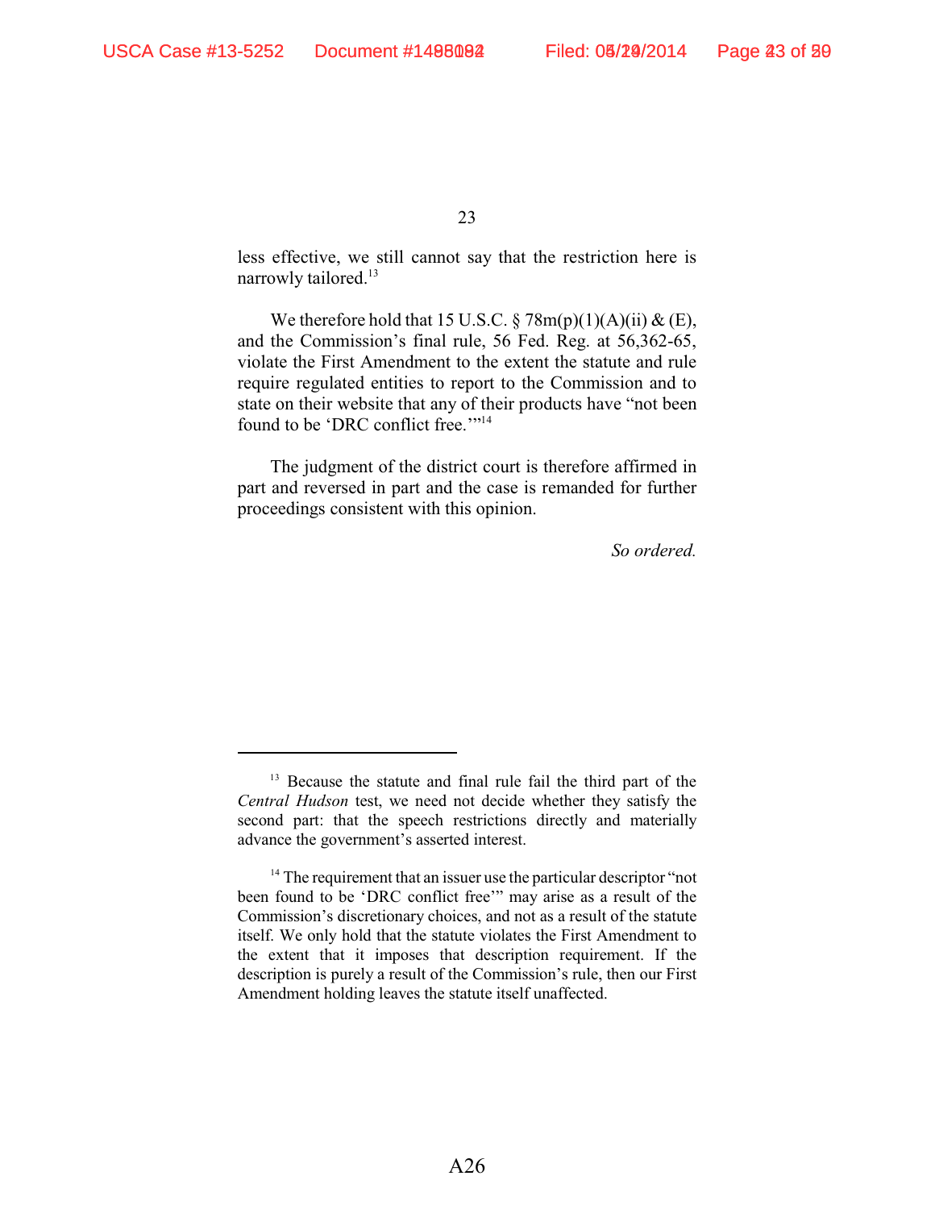less effective, we still cannot say that the restriction here is narrowly tailored.[13]

We therefore hold that 15 U.S.C. § 78m(p)(1)(A)(ii) & (E), and the Commission's final rule, 56 Fed. Reg. at 56,362-65, violate the First Amendment to the extent the statute and rule require regulated entities to report to the Commission and to state on their website that any of their products have "not been found to be 'DRC conflict free.'"[14]

The judgment of the district court is therefore affirmed in part and reversed in part and the case is remanded for further proceedings consistent with this opinion.

*So ordered.*

---

[13] Because the statute and final rule fail the third part of the *Central Hudson* test, we need not decide whether they satisfy the second part: that the speech restrictions directly and materially advance the government's asserted interest.

[14] The requirement that an issuer use the particular descriptor "not been found to be 'DRC conflict free'" may arise as a result of the Commission's discretionary choices, and not as a result of the statute itself. We only hold that the statute violates the First Amendment to the extent that it imposes that description requirement. If the description is purely a result of the Commission's rule, then our First Amendment holding leaves the statute itself unaffected.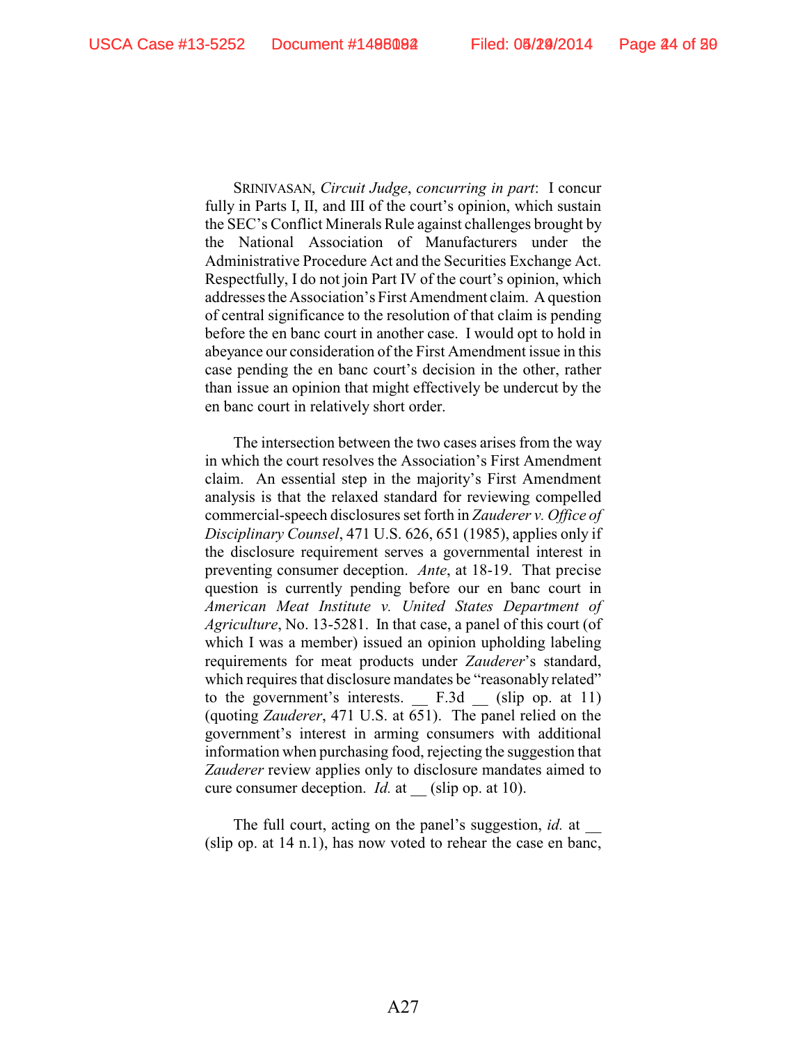SRINIVASAN, *Circuit Judge*, *concurring in part*: I concur fully in Parts I, II, and III of the court's opinion, which sustain the SEC's Conflict Minerals Rule against challenges brought by the National Association of Manufacturers under the Administrative Procedure Act and the Securities Exchange Act. Respectfully, I do not join Part IV of the court's opinion, which addresses the Association's First Amendment claim. A question of central significance to the resolution of that claim is pending before the en banc court in another case. I would opt to hold in abeyance our consideration of the First Amendment issue in this case pending the en banc court's decision in the other, rather than issue an opinion that might effectively be undercut by the en banc court in relatively short order.

The intersection between the two cases arises from the way in which the court resolves the Association's First Amendment claim. An essential step in the majority's First Amendment analysis is that the relaxed standard for reviewing compelled commercial-speech disclosures set forth in *Zauderer v. Office of Disciplinary Counsel*, 471 U.S. 626, 651 (1985), applies only if the disclosure requirement serves a governmental interest in preventing consumer deception. *Ante*, at 18-19. That precise question is currently pending before our en banc court in *American Meat Institute v. United States Department of Agriculture*, No. 13-5281. In that case, a panel of this court (of which I was a member) issued an opinion upholding labeling requirements for meat products under *Zauderer*'s standard, which requires that disclosure mandates be "reasonably related" to the government's interests. __ F.3d __ (slip op. at 11) (quoting *Zauderer*, 471 U.S. at 651). The panel relied on the government's interest in arming consumers with additional information when purchasing food, rejecting the suggestion that *Zauderer* review applies only to disclosure mandates aimed to cure consumer deception. *Id.* at __ (slip op. at 10).

The full court, acting on the panel's suggestion, *id.* at __ (slip op. at 14 n.1), has now voted to rehear the case en banc,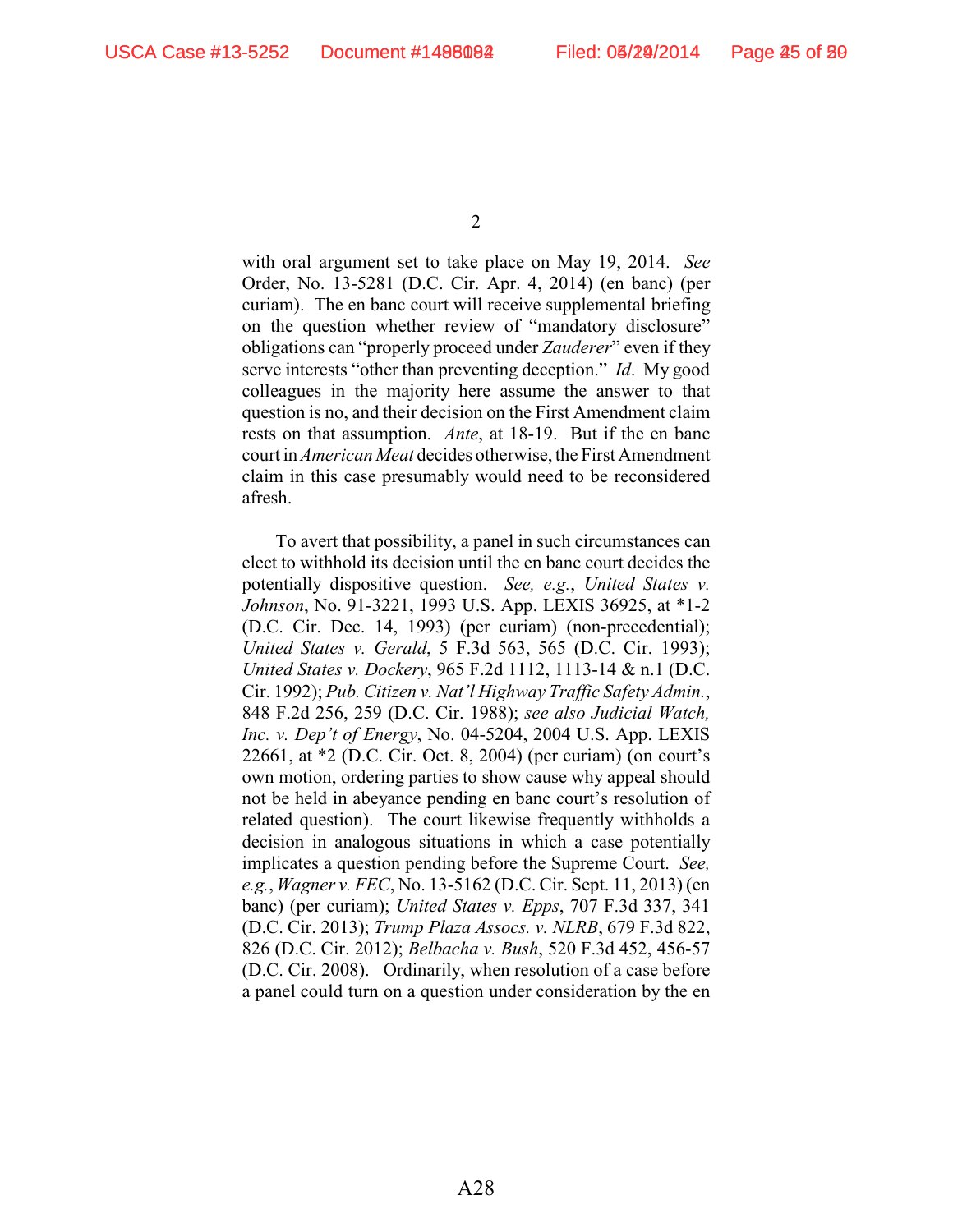with oral argument set to take place on May 19, 2014. *See* Order, No. 13-5281 (D.C. Cir. Apr. 4, 2014) (en banc) (per curiam). The en banc court will receive supplemental briefing on the question whether review of "mandatory disclosure" obligations can "properly proceed under *Zauderer*" even if they serve interests "other than preventing deception." *Id*. My good colleagues in the majority here assume the answer to that question is no, and their decision on the First Amendment claim rests on that assumption. *Ante*, at 18-19. But if the en banc court in *American Meat* decides otherwise, the First Amendment claim in this case presumably would need to be reconsidered afresh.

To avert that possibility, a panel in such circumstances can elect to withhold its decision until the en banc court decides the potentially dispositive question. *See, e.g.*, *United States v. Johnson*, No. 91-3221, 1993 U.S. App. LEXIS 36925, at *1-2 (D.C. Cir. Dec. 14, 1993) (per curiam) (non-precedential); *United States v. Gerald*, 5 F.3d 563, 565 (D.C. Cir. 1993); *United States v. Dockery*, 965 F.2d 1112, 1113-14 & n.1 (D.C. Cir. 1992); *Pub. Citizen v. Nat'l Highway Traffic Safety Admin.*, 848 F.2d 256, 259 (D.C. Cir. 1988); *see also Judicial Watch, Inc. v. Dep't of Energy*, No. 04-5204, 2004 U.S. App. LEXIS 22661, at *2 (D.C. Cir. Oct. 8, 2004) (per curiam) (on court's own motion, ordering parties to show cause why appeal should not be held in abeyance pending en banc court's resolution of related question). The court likewise frequently withholds a decision in analogous situations in which a case potentially implicates a question pending before the Supreme Court. *See, e.g.*, *Wagner v. FEC*, No. 13-5162 (D.C. Cir. Sept. 11, 2013) (en banc) (per curiam); *United States v. Epps*, 707 F.3d 337, 341 (D.C. Cir. 2013); *Trump Plaza Assocs. v. NLRB*, 679 F.3d 822, 826 (D.C. Cir. 2012); *Belbacha v. Bush*, 520 F.3d 452, 456-57 (D.C. Cir. 2008). Ordinarily, when resolution of a case before a panel could turn on a question under consideration by the en

A28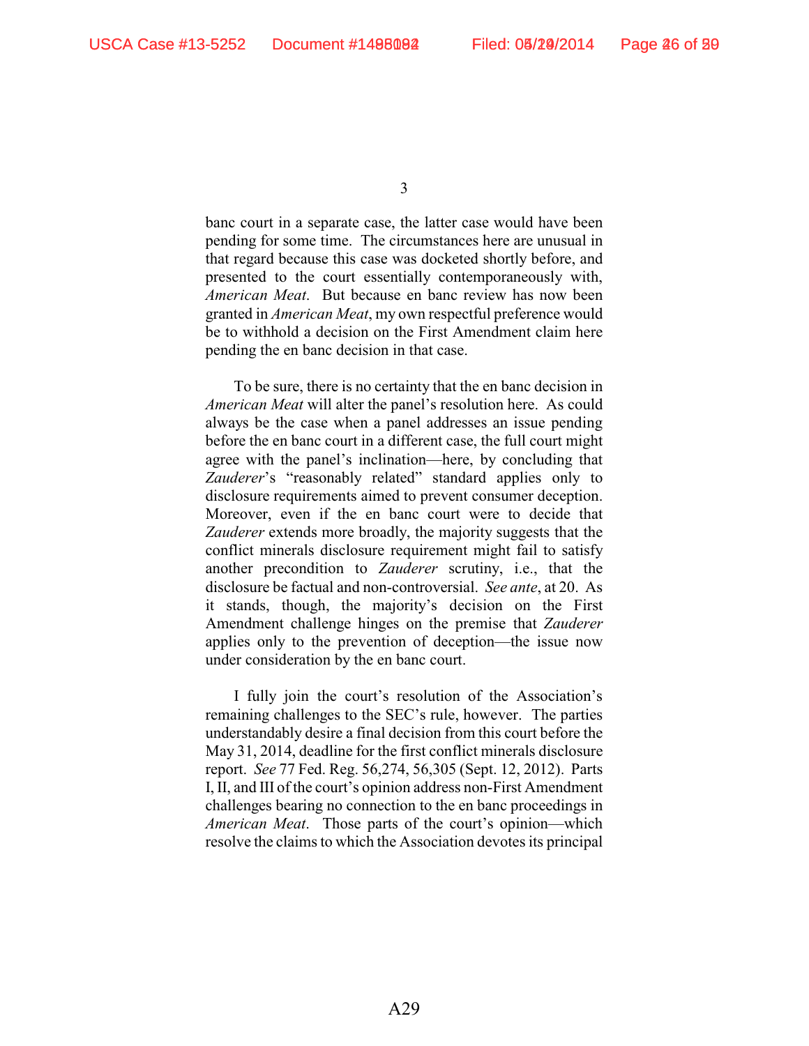banc court in a separate case, the latter case would have been pending for some time. The circumstances here are unusual in that regard because this case was docketed shortly before, and presented to the court essentially contemporaneously with, *American Meat*. But because en banc review has now been granted in *American Meat*, my own respectful preference would be to withhold a decision on the First Amendment claim here pending the en banc decision in that case.

To be sure, there is no certainty that the en banc decision in *American Meat* will alter the panel's resolution here. As could always be the case when a panel addresses an issue pending before the en banc court in a different case, the full court might agree with the panel's inclination—here, by concluding that *Zauderer*'s "reasonably related" standard applies only to disclosure requirements aimed to prevent consumer deception. Moreover, even if the en banc court were to decide that *Zauderer* extends more broadly, the majority suggests that the conflict minerals disclosure requirement might fail to satisfy another precondition to *Zauderer* scrutiny, i.e., that the disclosure be factual and non-controversial. *See ante*, at 20. As it stands, though, the majority's decision on the First Amendment challenge hinges on the premise that *Zauderer* applies only to the prevention of deception—the issue now under consideration by the en banc court.

I fully join the court's resolution of the Association's remaining challenges to the SEC's rule, however. The parties understandably desire a final decision from this court before the May 31, 2014, deadline for the first conflict minerals disclosure report. *See* 77 Fed. Reg. 56,274, 56,305 (Sept. 12, 2012). Parts I, II, and III of the court's opinion address non-First Amendment challenges bearing no connection to the en banc proceedings in *American Meat*. Those parts of the court's opinion—which resolve the claims to which the Association devotes its principal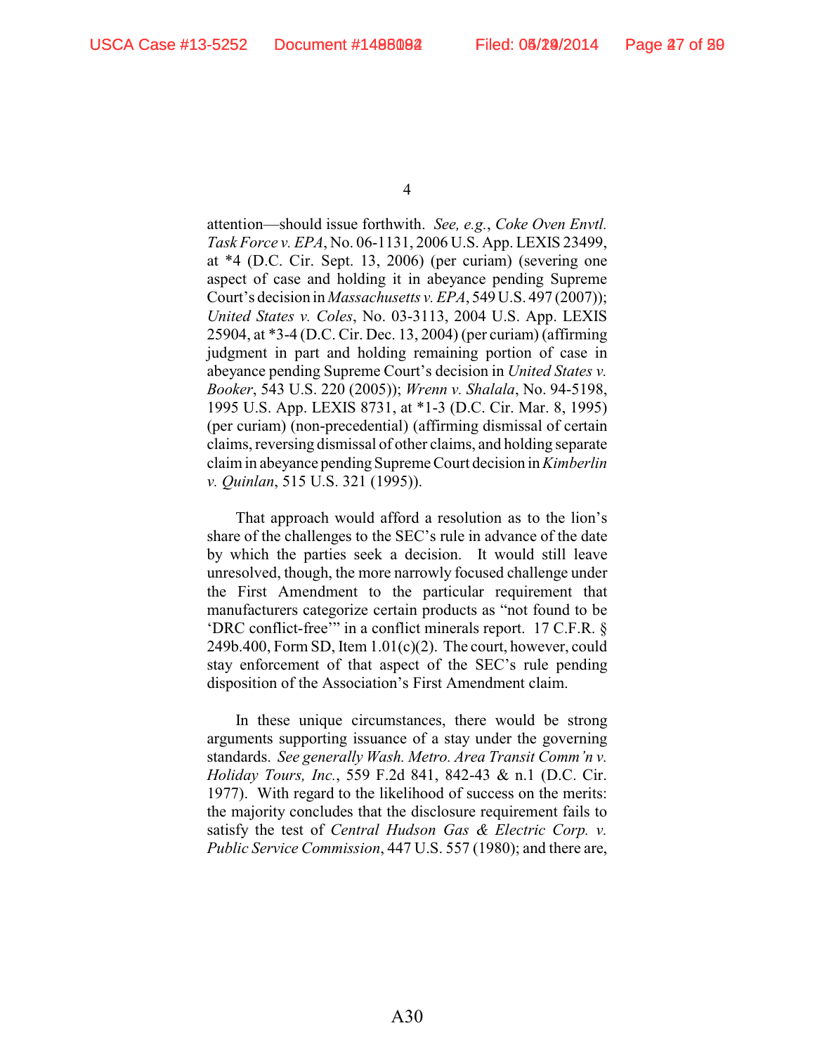attention—should issue forthwith. *See, e.g.*, *Coke Oven Envtl. Task Force v. EPA*, No. 06-1131, 2006 U.S. App. LEXIS 23499, at *4 (D.C. Cir. Sept. 13, 2006) (per curiam) (severing one aspect of case and holding it in abeyance pending Supreme Court's decision in *Massachusetts v. EPA*, 549 U.S. 497 (2007)); *United States v. Coles*, No. 03-3113, 2004 U.S. App. LEXIS 25904, at *3-4 (D.C. Cir. Dec. 13, 2004) (per curiam) (affirming judgment in part and holding remaining portion of case in abeyance pending Supreme Court's decision in *United States v. Booker*, 543 U.S. 220 (2005)); *Wrenn v. Shalala*, No. 94-5198, 1995 U.S. App. LEXIS 8731, at *1-3 (D.C. Cir. Mar. 8, 1995) (per curiam) (non-precedential) (affirming dismissal of certain claims, reversing dismissal of other claims, and holding separate claim in abeyance pending Supreme Court decision in *Kimberlin v. Quinlan*, 515 U.S. 321 (1995)).

That approach would afford a resolution as to the lion's share of the challenges to the SEC's rule in advance of the date by which the parties seek a decision. It would still leave unresolved, though, the more narrowly focused challenge under the First Amendment to the particular requirement that manufacturers categorize certain products as "not found to be 'DRC conflict-free'" in a conflict minerals report. 17 C.F.R. § 249b.400, Form SD, Item 1.01(c)(2). The court, however, could stay enforcement of that aspect of the SEC's rule pending disposition of the Association's First Amendment claim.

In these unique circumstances, there would be strong arguments supporting issuance of a stay under the governing standards. *See generally Wash. Metro. Area Transit Comm'n v. Holiday Tours, Inc.*, 559 F.2d 841, 842-43 & n.1 (D.C. Cir. 1977). With regard to the likelihood of success on the merits: the majority concludes that the disclosure requirement fails to satisfy the test of *Central Hudson Gas & Electric Corp. v. Public Service Commission*, 447 U.S. 557 (1980); and there are,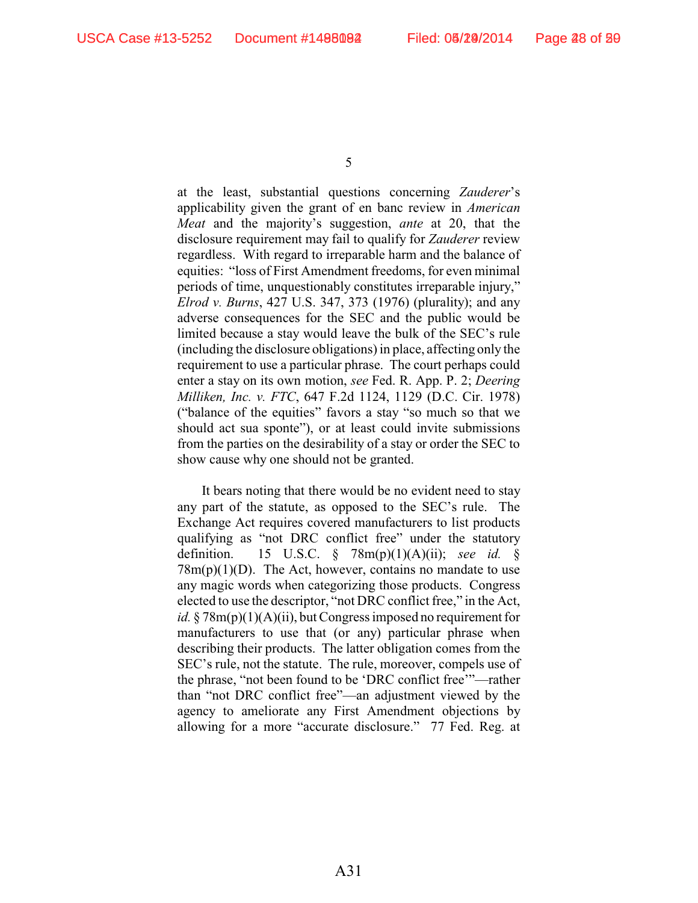at the least, substantial questions concerning *Zauderer*'s applicability given the grant of en banc review in *American Meat* and the majority's suggestion, *ante* at 20, that the disclosure requirement may fail to qualify for *Zauderer* review regardless. With regard to irreparable harm and the balance of equities: "loss of First Amendment freedoms, for even minimal periods of time, unquestionably constitutes irreparable injury," *Elrod v. Burns*, 427 U.S. 347, 373 (1976) (plurality); and any adverse consequences for the SEC and the public would be limited because a stay would leave the bulk of the SEC's rule (including the disclosure obligations) in place, affecting only the requirement to use a particular phrase. The court perhaps could enter a stay on its own motion, *see* Fed. R. App. P. 2; *Deering Milliken, Inc. v. FTC*, 647 F.2d 1124, 1129 (D.C. Cir. 1978) ("balance of the equities" favors a stay "so much so that we should act sua sponte"), or at least could invite submissions from the parties on the desirability of a stay or order the SEC to show cause why one should not be granted.

It bears noting that there would be no evident need to stay any part of the statute, as opposed to the SEC's rule. The Exchange Act requires covered manufacturers to list products qualifying as "not DRC conflict free" under the statutory definition. 15 U.S.C. § 78m(p)(1)(A)(ii); *see id.* § 78m(p)(1)(D). The Act, however, contains no mandate to use any magic words when categorizing those products. Congress elected to use the descriptor, "not DRC conflict free," in the Act, *id.* § 78m(p)(1)(A)(ii), but Congress imposed no requirement for manufacturers to use that (or any) particular phrase when describing their products. The latter obligation comes from the SEC's rule, not the statute. The rule, moreover, compels use of the phrase, "not been found to be 'DRC conflict free'"—rather than "not DRC conflict free"—an adjustment viewed by the agency to ameliorate any First Amendment objections by allowing for a more "accurate disclosure." 77 Fed. Reg. at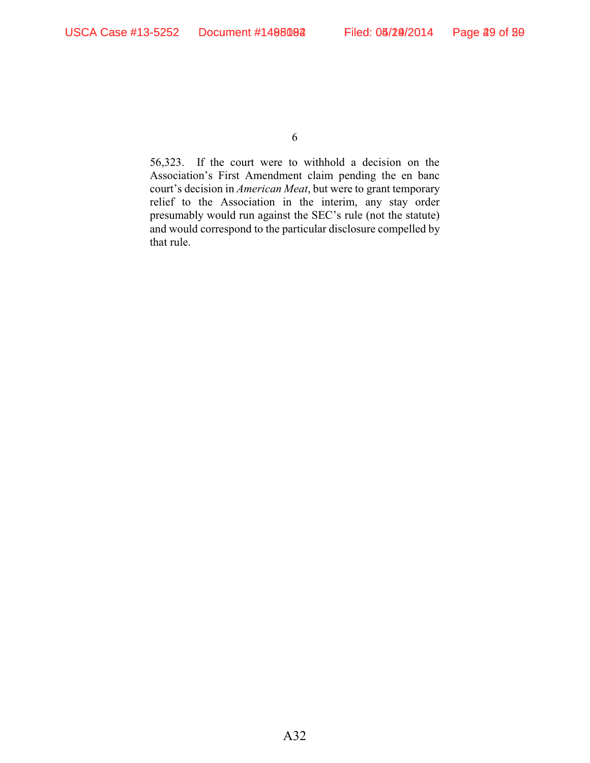56,323. If the court were to withhold a decision on the Association's First Amendment claim pending the en banc court's decision in *American Meat*, but were to grant temporary relief to the Association in the interim, any stay order presumably would run against the SEC's rule (not the statute) and would correspond to the particular disclosure compelled by that rule.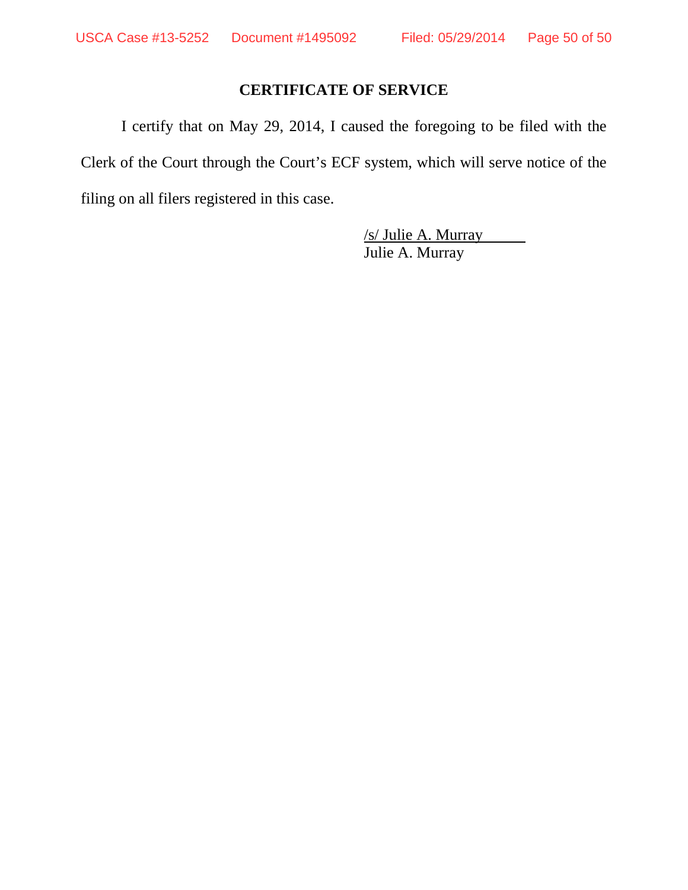## CERTIFICATE OF SERVICE

I certify that on May 29, 2014, I caused the foregoing to be filed with the Clerk of the Court through the Court's ECF system, which will serve notice of the filing on all filers registered in this case.

/s/ Julie A. Murray
Julie A. Murray